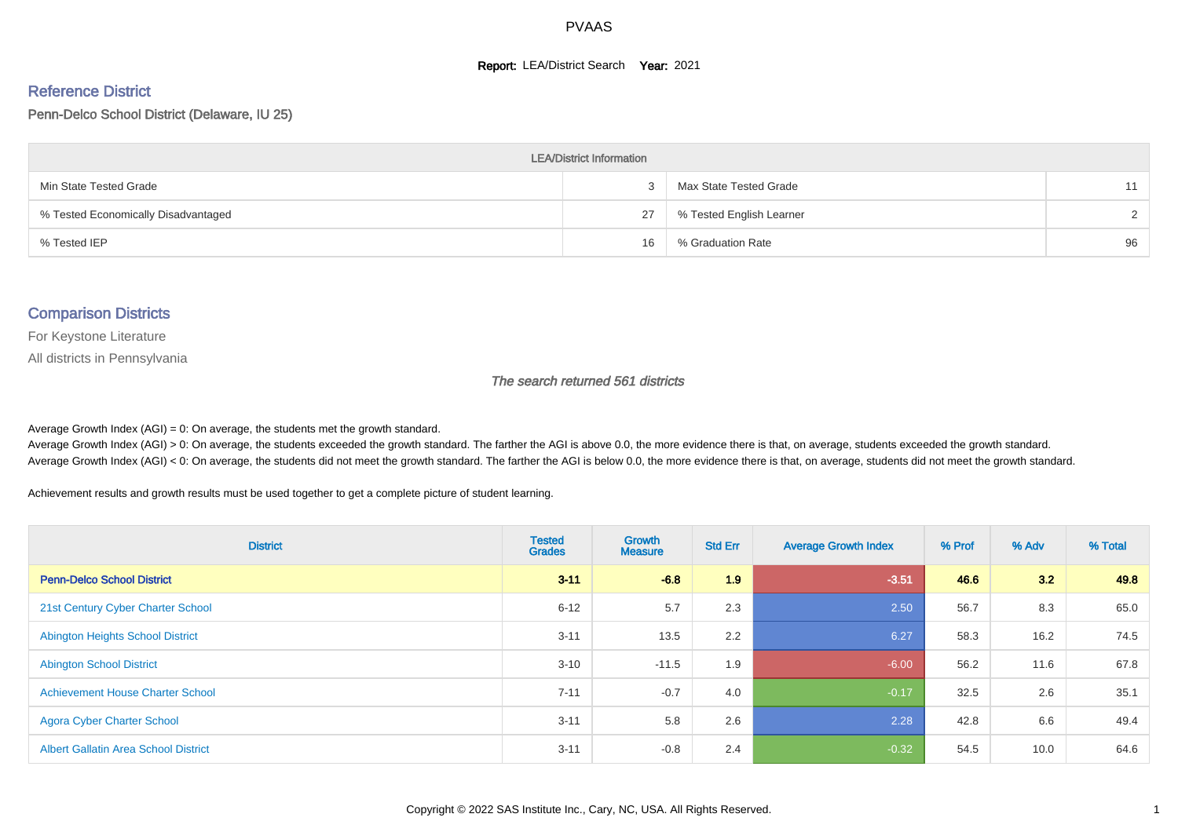# PVAAS

**Report:** LEA/District Search **Year:** 2021

## Reference District

Penn-Delco School District (Delaware, IU 25)

| LEA/District Information | | | |
|---|---|---|---|
| Min State Tested Grade | 3 | Max State Tested Grade | 11 |
| % Tested Economically Disadvantaged | 27 | % Tested English Learner | 2 |
| % Tested IEP | 16 | % Graduation Rate | 96 |

## Comparison Districts

For Keystone Literature

All districts in Pennsylvania

*The search returned 561 districts*

Average Growth Index (AGI) = 0: On average, the students met the growth standard.
Average Growth Index (AGI) > 0: On average, the students exceeded the growth standard. The farther the AGI is above 0.0, the more evidence there is that, on average, students exceeded the growth standard.
Average Growth Index (AGI) < 0: On average, the students did not meet the growth standard. The farther the AGI is below 0.0, the more evidence there is that, on average, students did not meet the growth standard.

Achievement results and growth results must be used together to get a complete picture of student learning.

| District | Tested Grades | Growth Measure | Std Err | Average Growth Index | % Prof | % Adv | % Total |
|---|---|---|---|---|---|---|---|
| **Penn-Delco School District** | **3-11** | **-6.8** | **1.9** | **-3.51** | **46.6** | **3.2** | **49.8** |
| 21st Century Cyber Charter School | 6-12 | 5.7 | 2.3 | 2.50 | 56.7 | 8.3 | 65.0 |
| Abington Heights School District | 3-11 | 13.5 | 2.2 | 6.27 | 58.3 | 16.2 | 74.5 |
| Abington School District | 3-10 | -11.5 | 1.9 | -6.00 | 56.2 | 11.6 | 67.8 |
| Achievement House Charter School | 7-11 | -0.7 | 4.0 | -0.17 | 32.5 | 2.6 | 35.1 |
| Agora Cyber Charter School | 3-11 | 5.8 | 2.6 | 2.28 | 42.8 | 6.6 | 49.4 |
| Albert Gallatin Area School District | 3-11 | -0.8 | 2.4 | -0.32 | 54.5 | 10.0 | 64.6 |

Copyright © 2022 SAS Institute Inc., Cary, NC, USA. All Rights Reserved.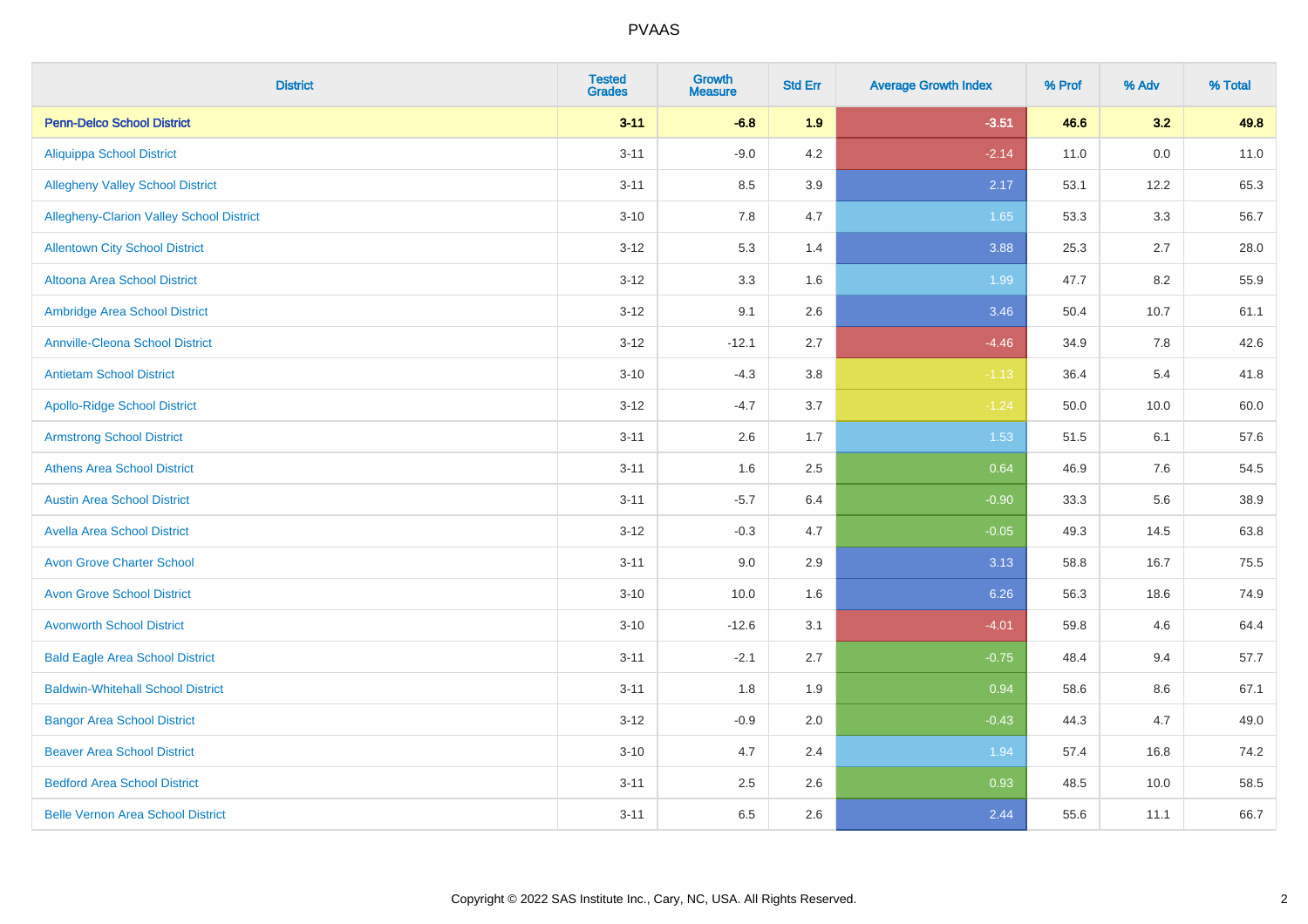# PVAAS

| District | Tested Grades | Growth Measure | Std Err | Average Growth Index | % Prof | % Adv | % Total |
|---|---|---|---|---|---|---|---|
| **Penn-Delco School District** | **3-11** | **-6.8** | **1.9** | **-3.51** | **46.6** | **3.2** | **49.8** |
| Aliquippa School District | 3-11 | -9.0 | 4.2 | -2.14 | 11.0 | 0.0 | 11.0 |
| Allegheny Valley School District | 3-11 | 8.5 | 3.9 | 2.17 | 53.1 | 12.2 | 65.3 |
| Allegheny-Clarion Valley School District | 3-10 | 7.8 | 4.7 | 1.65 | 53.3 | 3.3 | 56.7 |
| Allentown City School District | 3-12 | 5.3 | 1.4 | 3.88 | 25.3 | 2.7 | 28.0 |
| Altoona Area School District | 3-12 | 3.3 | 1.6 | 1.99 | 47.7 | 8.2 | 55.9 |
| Ambridge Area School District | 3-12 | 9.1 | 2.6 | 3.46 | 50.4 | 10.7 | 61.1 |
| Annville-Cleona School District | 3-12 | -12.1 | 2.7 | -4.46 | 34.9 | 7.8 | 42.6 |
| Antietam School District | 3-10 | -4.3 | 3.8 | -1.13 | 36.4 | 5.4 | 41.8 |
| Apollo-Ridge School District | 3-12 | -4.7 | 3.7 | -1.24 | 50.0 | 10.0 | 60.0 |
| Armstrong School District | 3-11 | 2.6 | 1.7 | 1.53 | 51.5 | 6.1 | 57.6 |
| Athens Area School District | 3-11 | 1.6 | 2.5 | 0.64 | 46.9 | 7.6 | 54.5 |
| Austin Area School District | 3-11 | -5.7 | 6.4 | -0.90 | 33.3 | 5.6 | 38.9 |
| Avella Area School District | 3-12 | -0.3 | 4.7 | -0.05 | 49.3 | 14.5 | 63.8 |
| Avon Grove Charter School | 3-11 | 9.0 | 2.9 | 3.13 | 58.8 | 16.7 | 75.5 |
| Avon Grove School District | 3-10 | 10.0 | 1.6 | 6.26 | 56.3 | 18.6 | 74.9 |
| Avonworth School District | 3-10 | -12.6 | 3.1 | -4.01 | 59.8 | 4.6 | 64.4 |
| Bald Eagle Area School District | 3-11 | -2.1 | 2.7 | -0.75 | 48.4 | 9.4 | 57.7 |
| Baldwin-Whitehall School District | 3-11 | 1.8 | 1.9 | 0.94 | 58.6 | 8.6 | 67.1 |
| Bangor Area School District | 3-12 | -0.9 | 2.0 | -0.43 | 44.3 | 4.7 | 49.0 |
| Beaver Area School District | 3-10 | 4.7 | 2.4 | 1.94 | 57.4 | 16.8 | 74.2 |
| Bedford Area School District | 3-11 | 2.5 | 2.6 | 0.93 | 48.5 | 10.0 | 58.5 |
| Belle Vernon Area School District | 3-11 | 6.5 | 2.6 | 2.44 | 55.6 | 11.1 | 66.7 |

Copyright © 2022 SAS Institute Inc., Cary, NC, USA. All Rights Reserved.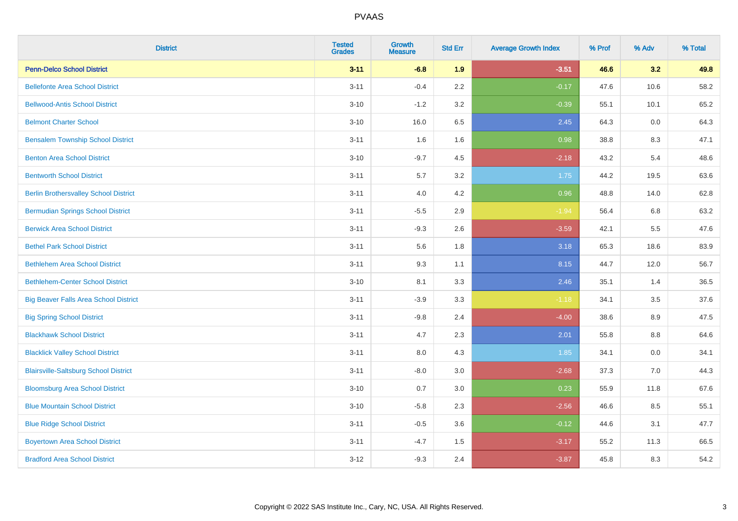| District | Tested Grades | Growth Measure | Std Err | Average Growth Index | % Prof | % Adv | % Total |
|---|---|---|---|---|---|---|---|
| **Penn-Delco School District** | **3-11** | **-6.8** | **1.9** | **-3.51** | **46.6** | **3.2** | **49.8** |
| Bellefonte Area School District | 3-11 | -0.4 | 2.2 | -0.17 | 47.6 | 10.6 | 58.2 |
| Bellwood-Antis School District | 3-10 | -1.2 | 3.2 | -0.39 | 55.1 | 10.1 | 65.2 |
| Belmont Charter School | 3-10 | 16.0 | 6.5 | 2.45 | 64.3 | 0.0 | 64.3 |
| Bensalem Township School District | 3-11 | 1.6 | 1.6 | 0.98 | 38.8 | 8.3 | 47.1 |
| Benton Area School District | 3-10 | -9.7 | 4.5 | -2.18 | 43.2 | 5.4 | 48.6 |
| Bentworth School District | 3-11 | 5.7 | 3.2 | 1.75 | 44.2 | 19.5 | 63.6 |
| Berlin Brothersvalley School District | 3-11 | 4.0 | 4.2 | 0.96 | 48.8 | 14.0 | 62.8 |
| Bermudian Springs School District | 3-11 | -5.5 | 2.9 | -1.94 | 56.4 | 6.8 | 63.2 |
| Berwick Area School District | 3-11 | -9.3 | 2.6 | -3.59 | 42.1 | 5.5 | 47.6 |
| Bethel Park School District | 3-11 | 5.6 | 1.8 | 3.18 | 65.3 | 18.6 | 83.9 |
| Bethlehem Area School District | 3-11 | 9.3 | 1.1 | 8.15 | 44.7 | 12.0 | 56.7 |
| Bethlehem-Center School District | 3-10 | 8.1 | 3.3 | 2.46 | 35.1 | 1.4 | 36.5 |
| Big Beaver Falls Area School District | 3-11 | -3.9 | 3.3 | -1.18 | 34.1 | 3.5 | 37.6 |
| Big Spring School District | 3-11 | -9.8 | 2.4 | -4.00 | 38.6 | 8.9 | 47.5 |
| Blackhawk School District | 3-11 | 4.7 | 2.3 | 2.01 | 55.8 | 8.8 | 64.6 |
| Blacklick Valley School District | 3-11 | 8.0 | 4.3 | 1.85 | 34.1 | 0.0 | 34.1 |
| Blairsville-Saltsburg School District | 3-11 | -8.0 | 3.0 | -2.68 | 37.3 | 7.0 | 44.3 |
| Bloomsburg Area School District | 3-10 | 0.7 | 3.0 | 0.23 | 55.9 | 11.8 | 67.6 |
| Blue Mountain School District | 3-10 | -5.8 | 2.3 | -2.56 | 46.6 | 8.5 | 55.1 |
| Blue Ridge School District | 3-11 | -0.5 | 3.6 | -0.12 | 44.6 | 3.1 | 47.7 |
| Boyertown Area School District | 3-11 | -4.7 | 1.5 | -3.17 | 55.2 | 11.3 | 66.5 |
| Bradford Area School District | 3-12 | -9.3 | 2.4 | -3.87 | 45.8 | 8.3 | 54.2 |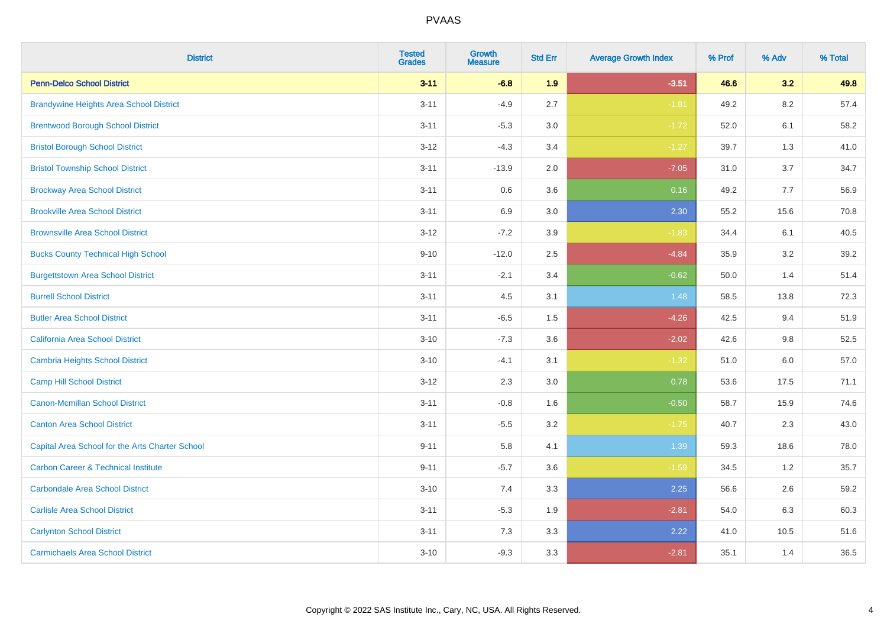# PVAAS

| District | Tested Grades | Growth Measure | Std Err | Average Growth Index | % Prof | % Adv | % Total |
|---|---|---|---|---|---|---|---|
| **Penn-Delco School District** | **3-11** | **-6.8** | **1.9** | **-3.51** | **46.6** | **3.2** | **49.8** |
| Brandywine Heights Area School District | 3-11 | -4.9 | 2.7 | -1.81 | 49.2 | 8.2 | 57.4 |
| Brentwood Borough School District | 3-11 | -5.3 | 3.0 | -1.72 | 52.0 | 6.1 | 58.2 |
| Bristol Borough School District | 3-12 | -4.3 | 3.4 | -1.27 | 39.7 | 1.3 | 41.0 |
| Bristol Township School District | 3-11 | -13.9 | 2.0 | -7.05 | 31.0 | 3.7 | 34.7 |
| Brockway Area School District | 3-11 | 0.6 | 3.6 | 0.16 | 49.2 | 7.7 | 56.9 |
| Brookville Area School District | 3-11 | 6.9 | 3.0 | 2.30 | 55.2 | 15.6 | 70.8 |
| Brownsville Area School District | 3-12 | -7.2 | 3.9 | -1.83 | 34.4 | 6.1 | 40.5 |
| Bucks County Technical High School | 9-10 | -12.0 | 2.5 | -4.84 | 35.9 | 3.2 | 39.2 |
| Burgettstown Area School District | 3-11 | -2.1 | 3.4 | -0.62 | 50.0 | 1.4 | 51.4 |
| Burrell School District | 3-11 | 4.5 | 3.1 | 1.48 | 58.5 | 13.8 | 72.3 |
| Butler Area School District | 3-11 | -6.5 | 1.5 | -4.26 | 42.5 | 9.4 | 51.9 |
| California Area School District | 3-10 | -7.3 | 3.6 | -2.02 | 42.6 | 9.8 | 52.5 |
| Cambria Heights School District | 3-10 | -4.1 | 3.1 | -1.32 | 51.0 | 6.0 | 57.0 |
| Camp Hill School District | 3-12 | 2.3 | 3.0 | 0.78 | 53.6 | 17.5 | 71.1 |
| Canon-Mcmillan School District | 3-11 | -0.8 | 1.6 | -0.50 | 58.7 | 15.9 | 74.6 |
| Canton Area School District | 3-11 | -5.5 | 3.2 | -1.75 | 40.7 | 2.3 | 43.0 |
| Capital Area School for the Arts Charter School | 9-11 | 5.8 | 4.1 | 1.39 | 59.3 | 18.6 | 78.0 |
| Carbon Career & Technical Institute | 9-11 | -5.7 | 3.6 | -1.59 | 34.5 | 1.2 | 35.7 |
| Carbondale Area School District | 3-10 | 7.4 | 3.3 | 2.25 | 56.6 | 2.6 | 59.2 |
| Carlisle Area School District | 3-11 | -5.3 | 1.9 | -2.81 | 54.0 | 6.3 | 60.3 |
| Carlynton School District | 3-11 | 7.3 | 3.3 | 2.22 | 41.0 | 10.5 | 51.6 |
| Carmichaels Area School District | 3-10 | -9.3 | 3.3 | -2.81 | 35.1 | 1.4 | 36.5 |

Copyright © 2022 SAS Institute Inc., Cary, NC, USA. All Rights Reserved.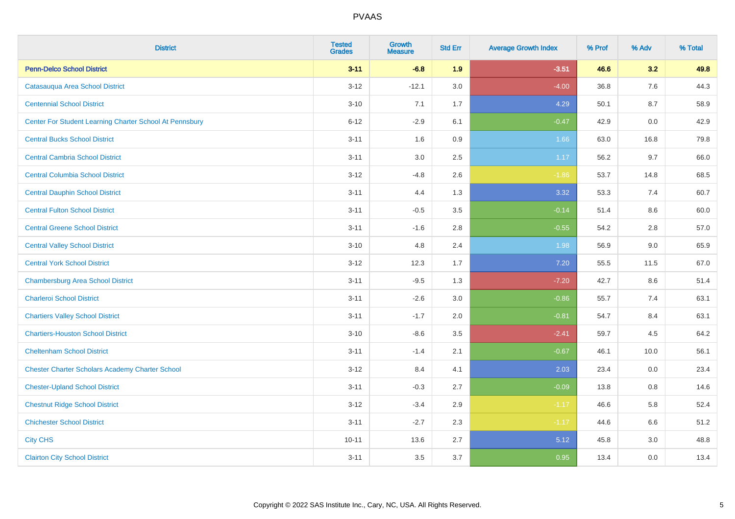# PVAAS

| District | Tested Grades | Growth Measure | Std Err | Average Growth Index | % Prof | % Adv | % Total |
|---|---|---|---|---|---|---|---|
| **Penn-Delco School District** | **3-11** | **-6.8** | **1.9** | **-3.51** | **46.6** | **3.2** | **49.8** |
| Catasauqua Area School District | 3-12 | -12.1 | 3.0 | -4.00 | 36.8 | 7.6 | 44.3 |
| Centennial School District | 3-10 | 7.1 | 1.7 | 4.29 | 50.1 | 8.7 | 58.9 |
| Center For Student Learning Charter School At Pennsbury | 6-12 | -2.9 | 6.1 | -0.47 | 42.9 | 0.0 | 42.9 |
| Central Bucks School District | 3-11 | 1.6 | 0.9 | 1.66 | 63.0 | 16.8 | 79.8 |
| Central Cambria School District | 3-11 | 3.0 | 2.5 | 1.17 | 56.2 | 9.7 | 66.0 |
| Central Columbia School District | 3-12 | -4.8 | 2.6 | -1.86 | 53.7 | 14.8 | 68.5 |
| Central Dauphin School District | 3-11 | 4.4 | 1.3 | 3.32 | 53.3 | 7.4 | 60.7 |
| Central Fulton School District | 3-11 | -0.5 | 3.5 | -0.14 | 51.4 | 8.6 | 60.0 |
| Central Greene School District | 3-11 | -1.6 | 2.8 | -0.55 | 54.2 | 2.8 | 57.0 |
| Central Valley School District | 3-10 | 4.8 | 2.4 | 1.98 | 56.9 | 9.0 | 65.9 |
| Central York School District | 3-12 | 12.3 | 1.7 | 7.20 | 55.5 | 11.5 | 67.0 |
| Chambersburg Area School District | 3-11 | -9.5 | 1.3 | -7.20 | 42.7 | 8.6 | 51.4 |
| Charleroi School District | 3-11 | -2.6 | 3.0 | -0.86 | 55.7 | 7.4 | 63.1 |
| Chartiers Valley School District | 3-11 | -1.7 | 2.0 | -0.81 | 54.7 | 8.4 | 63.1 |
| Chartiers-Houston School District | 3-10 | -8.6 | 3.5 | -2.41 | 59.7 | 4.5 | 64.2 |
| Cheltenham School District | 3-11 | -1.4 | 2.1 | -0.67 | 46.1 | 10.0 | 56.1 |
| Chester Charter Scholars Academy Charter School | 3-12 | 8.4 | 4.1 | 2.03 | 23.4 | 0.0 | 23.4 |
| Chester-Upland School District | 3-11 | -0.3 | 2.7 | -0.09 | 13.8 | 0.8 | 14.6 |
| Chestnut Ridge School District | 3-12 | -3.4 | 2.9 | -1.17 | 46.6 | 5.8 | 52.4 |
| Chichester School District | 3-11 | -2.7 | 2.3 | -1.17 | 44.6 | 6.6 | 51.2 |
| City CHS | 10-11 | 13.6 | 2.7 | 5.12 | 45.8 | 3.0 | 48.8 |
| Clairton City School District | 3-11 | 3.5 | 3.7 | 0.95 | 13.4 | 0.0 | 13.4 |

Copyright © 2022 SAS Institute Inc., Cary, NC, USA. All Rights Reserved.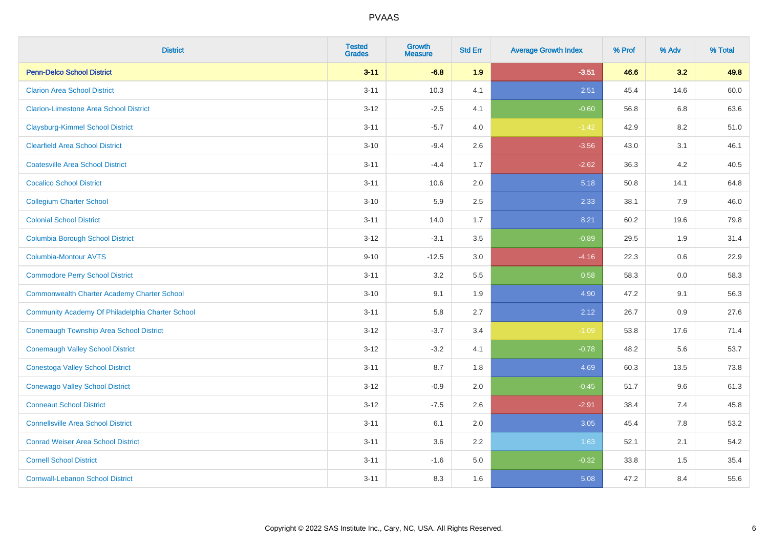| District | Tested Grades | Growth Measure | Std Err | Average Growth Index | % Prof | % Adv | % Total |
|---|---|---|---|---|---|---|---|
| **Penn-Delco School District** | **3-11** | **-6.8** | **1.9** | **-3.51** | **46.6** | **3.2** | **49.8** |
| Clarion Area School District | 3-11 | 10.3 | 4.1 | 2.51 | 45.4 | 14.6 | 60.0 |
| Clarion-Limestone Area School District | 3-12 | -2.5 | 4.1 | -0.60 | 56.8 | 6.8 | 63.6 |
| Claysburg-Kimmel School District | 3-11 | -5.7 | 4.0 | -1.42 | 42.9 | 8.2 | 51.0 |
| Clearfield Area School District | 3-10 | -9.4 | 2.6 | -3.56 | 43.0 | 3.1 | 46.1 |
| Coatesville Area School District | 3-11 | -4.4 | 1.7 | -2.62 | 36.3 | 4.2 | 40.5 |
| Cocalico School District | 3-11 | 10.6 | 2.0 | 5.18 | 50.8 | 14.1 | 64.8 |
| Collegium Charter School | 3-10 | 5.9 | 2.5 | 2.33 | 38.1 | 7.9 | 46.0 |
| Colonial School District | 3-11 | 14.0 | 1.7 | 8.21 | 60.2 | 19.6 | 79.8 |
| Columbia Borough School District | 3-12 | -3.1 | 3.5 | -0.89 | 29.5 | 1.9 | 31.4 |
| Columbia-Montour AVTS | 9-10 | -12.5 | 3.0 | -4.16 | 22.3 | 0.6 | 22.9 |
| Commodore Perry School District | 3-11 | 3.2 | 5.5 | 0.58 | 58.3 | 0.0 | 58.3 |
| Commonwealth Charter Academy Charter School | 3-10 | 9.1 | 1.9 | 4.90 | 47.2 | 9.1 | 56.3 |
| Community Academy Of Philadelphia Charter School | 3-11 | 5.8 | 2.7 | 2.12 | 26.7 | 0.9 | 27.6 |
| Conemaugh Township Area School District | 3-12 | -3.7 | 3.4 | -1.09 | 53.8 | 17.6 | 71.4 |
| Conemaugh Valley School District | 3-12 | -3.2 | 4.1 | -0.78 | 48.2 | 5.6 | 53.7 |
| Conestoga Valley School District | 3-11 | 8.7 | 1.8 | 4.69 | 60.3 | 13.5 | 73.8 |
| Conewago Valley School District | 3-12 | -0.9 | 2.0 | -0.45 | 51.7 | 9.6 | 61.3 |
| Conneaut School District | 3-12 | -7.5 | 2.6 | -2.91 | 38.4 | 7.4 | 45.8 |
| Connellsville Area School District | 3-11 | 6.1 | 2.0 | 3.05 | 45.4 | 7.8 | 53.2 |
| Conrad Weiser Area School District | 3-11 | 3.6 | 2.2 | 1.63 | 52.1 | 2.1 | 54.2 |
| Cornell School District | 3-11 | -1.6 | 5.0 | -0.32 | 33.8 | 1.5 | 35.4 |
| Cornwall-Lebanon School District | 3-11 | 8.3 | 1.6 | 5.08 | 47.2 | 8.4 | 55.6 |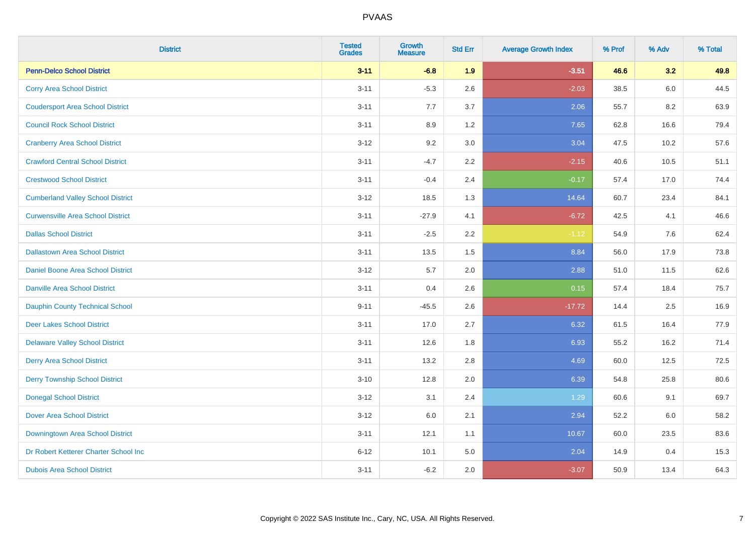# PVAAS

| District | Tested Grades | Growth Measure | Std Err | Average Growth Index | % Prof | % Adv | % Total |
|---|---|---|---|---|---|---|---|
| **Penn-Delco School District** | **3-11** | **-6.8** | **1.9** | **-3.51** | **46.6** | **3.2** | **49.8** |
| Corry Area School District | 3-11 | -5.3 | 2.6 | -2.03 | 38.5 | 6.0 | 44.5 |
| Coudersport Area School District | 3-11 | 7.7 | 3.7 | 2.06 | 55.7 | 8.2 | 63.9 |
| Council Rock School District | 3-11 | 8.9 | 1.2 | 7.65 | 62.8 | 16.6 | 79.4 |
| Cranberry Area School District | 3-12 | 9.2 | 3.0 | 3.04 | 47.5 | 10.2 | 57.6 |
| Crawford Central School District | 3-11 | -4.7 | 2.2 | -2.15 | 40.6 | 10.5 | 51.1 |
| Crestwood School District | 3-11 | -0.4 | 2.4 | -0.17 | 57.4 | 17.0 | 74.4 |
| Cumberland Valley School District | 3-12 | 18.5 | 1.3 | 14.64 | 60.7 | 23.4 | 84.1 |
| Curwensville Area School District | 3-11 | -27.9 | 4.1 | -6.72 | 42.5 | 4.1 | 46.6 |
| Dallas School District | 3-11 | -2.5 | 2.2 | -1.12 | 54.9 | 7.6 | 62.4 |
| Dallastown Area School District | 3-11 | 13.5 | 1.5 | 8.84 | 56.0 | 17.9 | 73.8 |
| Daniel Boone Area School District | 3-12 | 5.7 | 2.0 | 2.88 | 51.0 | 11.5 | 62.6 |
| Danville Area School District | 3-11 | 0.4 | 2.6 | 0.15 | 57.4 | 18.4 | 75.7 |
| Dauphin County Technical School | 9-11 | -45.5 | 2.6 | -17.72 | 14.4 | 2.5 | 16.9 |
| Deer Lakes School District | 3-11 | 17.0 | 2.7 | 6.32 | 61.5 | 16.4 | 77.9 |
| Delaware Valley School District | 3-11 | 12.6 | 1.8 | 6.93 | 55.2 | 16.2 | 71.4 |
| Derry Area School District | 3-11 | 13.2 | 2.8 | 4.69 | 60.0 | 12.5 | 72.5 |
| Derry Township School District | 3-10 | 12.8 | 2.0 | 6.39 | 54.8 | 25.8 | 80.6 |
| Donegal School District | 3-12 | 3.1 | 2.4 | 1.29 | 60.6 | 9.1 | 69.7 |
| Dover Area School District | 3-12 | 6.0 | 2.1 | 2.94 | 52.2 | 6.0 | 58.2 |
| Downingtown Area School District | 3-11 | 12.1 | 1.1 | 10.67 | 60.0 | 23.5 | 83.6 |
| Dr Robert Ketterer Charter School Inc | 6-12 | 10.1 | 5.0 | 2.04 | 14.9 | 0.4 | 15.3 |
| Dubois Area School District | 3-11 | -6.2 | 2.0 | -3.07 | 50.9 | 13.4 | 64.3 |

Copyright © 2022 SAS Institute Inc., Cary, NC, USA. All Rights Reserved.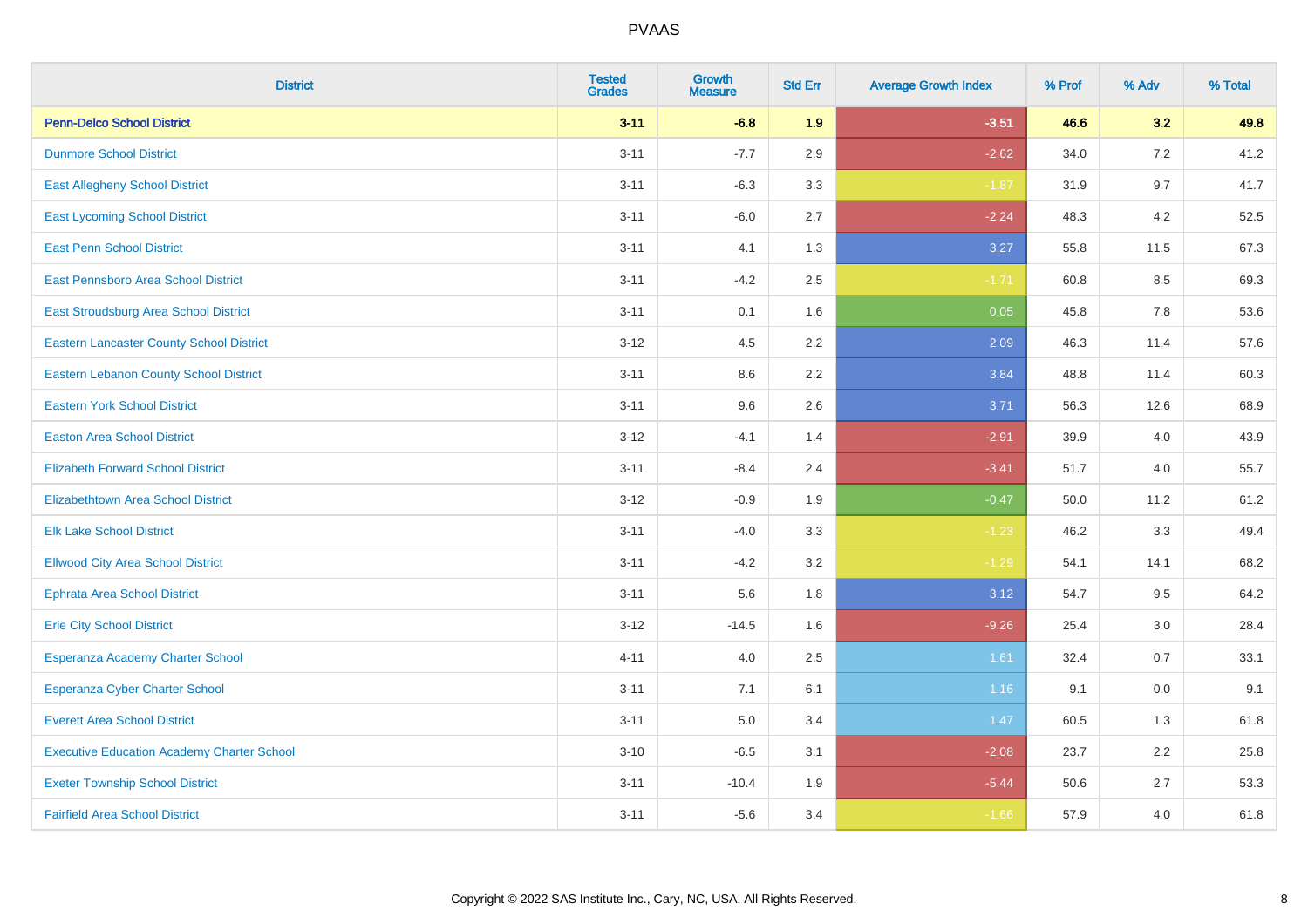| District | Tested Grades | Growth Measure | Std Err | Average Growth Index | % Prof | % Adv | % Total |
|---|---|---|---|---|---|---|---|
| **Penn-Delco School District** | **3-11** | **-6.8** | **1.9** | **-3.51** | **46.6** | **3.2** | **49.8** |
| Dunmore School District | 3-11 | -7.7 | 2.9 | -2.62 | 34.0 | 7.2 | 41.2 |
| East Allegheny School District | 3-11 | -6.3 | 3.3 | -1.87 | 31.9 | 9.7 | 41.7 |
| East Lycoming School District | 3-11 | -6.0 | 2.7 | -2.24 | 48.3 | 4.2 | 52.5 |
| East Penn School District | 3-11 | 4.1 | 1.3 | 3.27 | 55.8 | 11.5 | 67.3 |
| East Pennsboro Area School District | 3-11 | -4.2 | 2.5 | -1.71 | 60.8 | 8.5 | 69.3 |
| East Stroudsburg Area School District | 3-11 | 0.1 | 1.6 | 0.05 | 45.8 | 7.8 | 53.6 |
| Eastern Lancaster County School District | 3-12 | 4.5 | 2.2 | 2.09 | 46.3 | 11.4 | 57.6 |
| Eastern Lebanon County School District | 3-11 | 8.6 | 2.2 | 3.84 | 48.8 | 11.4 | 60.3 |
| Eastern York School District | 3-11 | 9.6 | 2.6 | 3.71 | 56.3 | 12.6 | 68.9 |
| Easton Area School District | 3-12 | -4.1 | 1.4 | -2.91 | 39.9 | 4.0 | 43.9 |
| Elizabeth Forward School District | 3-11 | -8.4 | 2.4 | -3.41 | 51.7 | 4.0 | 55.7 |
| Elizabethtown Area School District | 3-12 | -0.9 | 1.9 | -0.47 | 50.0 | 11.2 | 61.2 |
| Elk Lake School District | 3-11 | -4.0 | 3.3 | -1.23 | 46.2 | 3.3 | 49.4 |
| Ellwood City Area School District | 3-11 | -4.2 | 3.2 | -1.29 | 54.1 | 14.1 | 68.2 |
| Ephrata Area School District | 3-11 | 5.6 | 1.8 | 3.12 | 54.7 | 9.5 | 64.2 |
| Erie City School District | 3-12 | -14.5 | 1.6 | -9.26 | 25.4 | 3.0 | 28.4 |
| Esperanza Academy Charter School | 4-11 | 4.0 | 2.5 | 1.61 | 32.4 | 0.7 | 33.1 |
| Esperanza Cyber Charter School | 3-11 | 7.1 | 6.1 | 1.16 | 9.1 | 0.0 | 9.1 |
| Everett Area School District | 3-11 | 5.0 | 3.4 | 1.47 | 60.5 | 1.3 | 61.8 |
| Executive Education Academy Charter School | 3-10 | -6.5 | 3.1 | -2.08 | 23.7 | 2.2 | 25.8 |
| Exeter Township School District | 3-11 | -10.4 | 1.9 | -5.44 | 50.6 | 2.7 | 53.3 |
| Fairfield Area School District | 3-11 | -5.6 | 3.4 | -1.66 | 57.9 | 4.0 | 61.8 |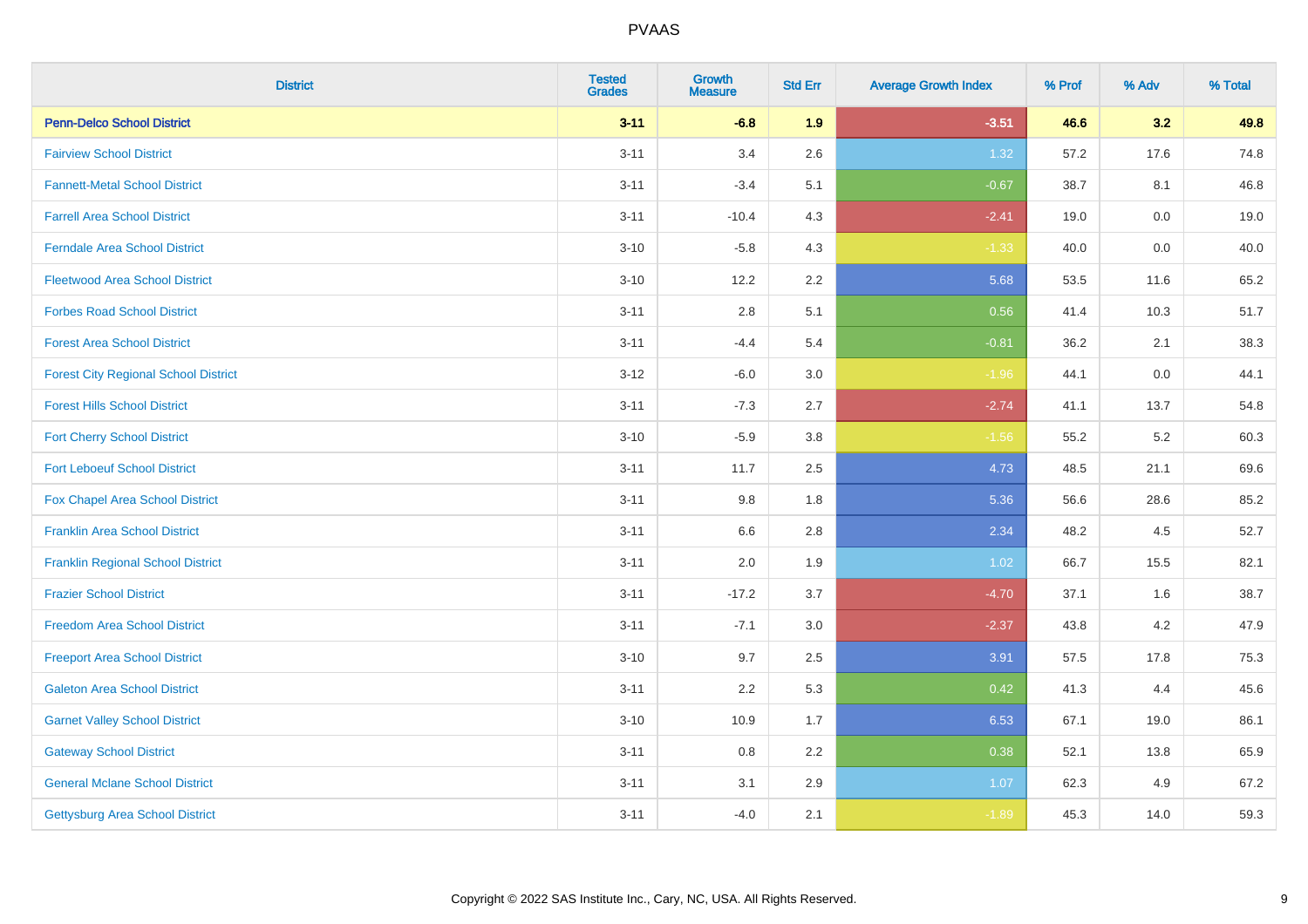# PVAAS

| District | Tested Grades | Growth Measure | Std Err | Average Growth Index | % Prof | % Adv | % Total |
|---|---|---|---|---|---|---|---|
| **Penn-Delco School District** | **3-11** | **-6.8** | **1.9** | **-3.51** | **46.6** | **3.2** | **49.8** |
| Fairview School District | 3-11 | 3.4 | 2.6 | 1.32 | 57.2 | 17.6 | 74.8 |
| Fannett-Metal School District | 3-11 | -3.4 | 5.1 | -0.67 | 38.7 | 8.1 | 46.8 |
| Farrell Area School District | 3-11 | -10.4 | 4.3 | -2.41 | 19.0 | 0.0 | 19.0 |
| Ferndale Area School District | 3-10 | -5.8 | 4.3 | -1.33 | 40.0 | 0.0 | 40.0 |
| Fleetwood Area School District | 3-10 | 12.2 | 2.2 | 5.68 | 53.5 | 11.6 | 65.2 |
| Forbes Road School District | 3-11 | 2.8 | 5.1 | 0.56 | 41.4 | 10.3 | 51.7 |
| Forest Area School District | 3-11 | -4.4 | 5.4 | -0.81 | 36.2 | 2.1 | 38.3 |
| Forest City Regional School District | 3-12 | -6.0 | 3.0 | -1.96 | 44.1 | 0.0 | 44.1 |
| Forest Hills School District | 3-11 | -7.3 | 2.7 | -2.74 | 41.1 | 13.7 | 54.8 |
| Fort Cherry School District | 3-10 | -5.9 | 3.8 | -1.56 | 55.2 | 5.2 | 60.3 |
| Fort Leboeuf School District | 3-11 | 11.7 | 2.5 | 4.73 | 48.5 | 21.1 | 69.6 |
| Fox Chapel Area School District | 3-11 | 9.8 | 1.8 | 5.36 | 56.6 | 28.6 | 85.2 |
| Franklin Area School District | 3-11 | 6.6 | 2.8 | 2.34 | 48.2 | 4.5 | 52.7 |
| Franklin Regional School District | 3-11 | 2.0 | 1.9 | 1.02 | 66.7 | 15.5 | 82.1 |
| Frazier School District | 3-11 | -17.2 | 3.7 | -4.70 | 37.1 | 1.6 | 38.7 |
| Freedom Area School District | 3-11 | -7.1 | 3.0 | -2.37 | 43.8 | 4.2 | 47.9 |
| Freeport Area School District | 3-10 | 9.7 | 2.5 | 3.91 | 57.5 | 17.8 | 75.3 |
| Galeton Area School District | 3-11 | 2.2 | 5.3 | 0.42 | 41.3 | 4.4 | 45.6 |
| Garnet Valley School District | 3-10 | 10.9 | 1.7 | 6.53 | 67.1 | 19.0 | 86.1 |
| Gateway School District | 3-11 | 0.8 | 2.2 | 0.38 | 52.1 | 13.8 | 65.9 |
| General Mclane School District | 3-11 | 3.1 | 2.9 | 1.07 | 62.3 | 4.9 | 67.2 |
| Gettysburg Area School District | 3-11 | -4.0 | 2.1 | -1.89 | 45.3 | 14.0 | 59.3 |

Copyright © 2022 SAS Institute Inc., Cary, NC, USA. All Rights Reserved.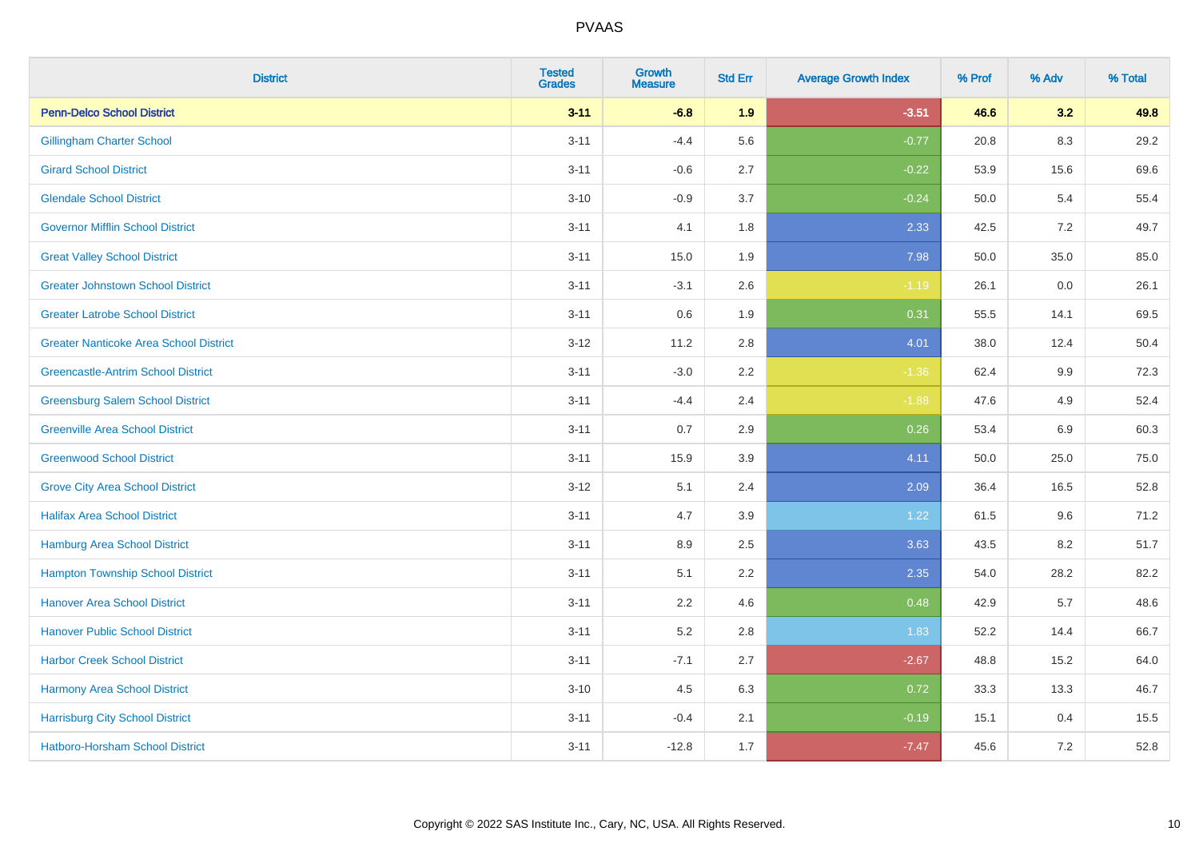| District | Tested Grades | Growth Measure | Std Err | Average Growth Index | % Prof | % Adv | % Total |
|---|---|---|---|---|---|---|---|
| **Penn-Delco School District** | **3-11** | **-6.8** | **1.9** | **-3.51** | **46.6** | **3.2** | **49.8** |
| Gillingham Charter School | 3-11 | -4.4 | 5.6 | -0.77 | 20.8 | 8.3 | 29.2 |
| Girard School District | 3-11 | -0.6 | 2.7 | -0.22 | 53.9 | 15.6 | 69.6 |
| Glendale School District | 3-10 | -0.9 | 3.7 | -0.24 | 50.0 | 5.4 | 55.4 |
| Governor Mifflin School District | 3-11 | 4.1 | 1.8 | 2.33 | 42.5 | 7.2 | 49.7 |
| Great Valley School District | 3-11 | 15.0 | 1.9 | 7.98 | 50.0 | 35.0 | 85.0 |
| Greater Johnstown School District | 3-11 | -3.1 | 2.6 | -1.19 | 26.1 | 0.0 | 26.1 |
| Greater Latrobe School District | 3-11 | 0.6 | 1.9 | 0.31 | 55.5 | 14.1 | 69.5 |
| Greater Nanticoke Area School District | 3-12 | 11.2 | 2.8 | 4.01 | 38.0 | 12.4 | 50.4 |
| Greencastle-Antrim School District | 3-11 | -3.0 | 2.2 | -1.36 | 62.4 | 9.9 | 72.3 |
| Greensburg Salem School District | 3-11 | -4.4 | 2.4 | -1.88 | 47.6 | 4.9 | 52.4 |
| Greenville Area School District | 3-11 | 0.7 | 2.9 | 0.26 | 53.4 | 6.9 | 60.3 |
| Greenwood School District | 3-11 | 15.9 | 3.9 | 4.11 | 50.0 | 25.0 | 75.0 |
| Grove City Area School District | 3-12 | 5.1 | 2.4 | 2.09 | 36.4 | 16.5 | 52.8 |
| Halifax Area School District | 3-11 | 4.7 | 3.9 | 1.22 | 61.5 | 9.6 | 71.2 |
| Hamburg Area School District | 3-11 | 8.9 | 2.5 | 3.63 | 43.5 | 8.2 | 51.7 |
| Hampton Township School District | 3-11 | 5.1 | 2.2 | 2.35 | 54.0 | 28.2 | 82.2 |
| Hanover Area School District | 3-11 | 2.2 | 4.6 | 0.48 | 42.9 | 5.7 | 48.6 |
| Hanover Public School District | 3-11 | 5.2 | 2.8 | 1.83 | 52.2 | 14.4 | 66.7 |
| Harbor Creek School District | 3-11 | -7.1 | 2.7 | -2.67 | 48.8 | 15.2 | 64.0 |
| Harmony Area School District | 3-10 | 4.5 | 6.3 | 0.72 | 33.3 | 13.3 | 46.7 |
| Harrisburg City School District | 3-11 | -0.4 | 2.1 | -0.19 | 15.1 | 0.4 | 15.5 |
| Hatboro-Horsham School District | 3-11 | -12.8 | 1.7 | -7.47 | 45.6 | 7.2 | 52.8 |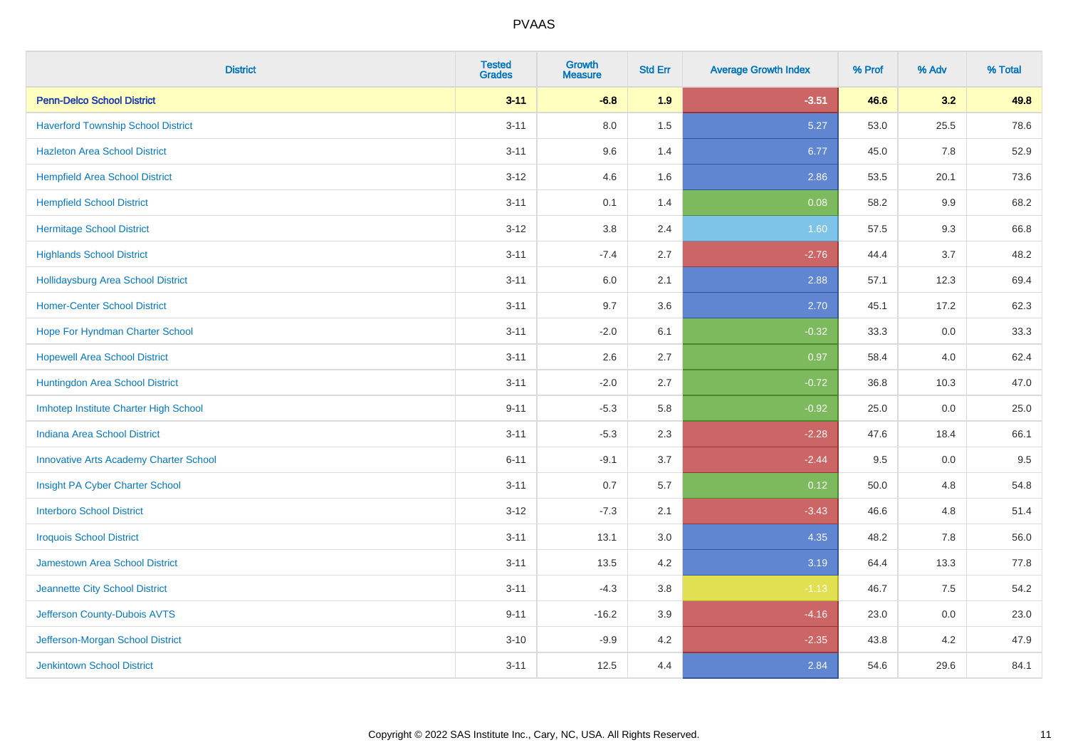# PVAAS

| District | Tested Grades | Growth Measure | Std Err | Average Growth Index | % Prof | % Adv | % Total |
|---|---|---|---|---|---|---|---|
| **Penn-Delco School District** | **3-11** | **-6.8** | **1.9** | **-3.51** | **46.6** | **3.2** | **49.8** |
| Haverford Township School District | 3-11 | 8.0 | 1.5 | 5.27 | 53.0 | 25.5 | 78.6 |
| Hazleton Area School District | 3-11 | 9.6 | 1.4 | 6.77 | 45.0 | 7.8 | 52.9 |
| Hempfield Area School District | 3-12 | 4.6 | 1.6 | 2.86 | 53.5 | 20.1 | 73.6 |
| Hempfield School District | 3-11 | 0.1 | 1.4 | 0.08 | 58.2 | 9.9 | 68.2 |
| Hermitage School District | 3-12 | 3.8 | 2.4 | 1.60 | 57.5 | 9.3 | 66.8 |
| Highlands School District | 3-11 | -7.4 | 2.7 | -2.76 | 44.4 | 3.7 | 48.2 |
| Hollidaysburg Area School District | 3-11 | 6.0 | 2.1 | 2.88 | 57.1 | 12.3 | 69.4 |
| Homer-Center School District | 3-11 | 9.7 | 3.6 | 2.70 | 45.1 | 17.2 | 62.3 |
| Hope For Hyndman Charter School | 3-11 | -2.0 | 6.1 | -0.32 | 33.3 | 0.0 | 33.3 |
| Hopewell Area School District | 3-11 | 2.6 | 2.7 | 0.97 | 58.4 | 4.0 | 62.4 |
| Huntingdon Area School District | 3-11 | -2.0 | 2.7 | -0.72 | 36.8 | 10.3 | 47.0 |
| Imhotep Institute Charter High School | 9-11 | -5.3 | 5.8 | -0.92 | 25.0 | 0.0 | 25.0 |
| Indiana Area School District | 3-11 | -5.3 | 2.3 | -2.28 | 47.6 | 18.4 | 66.1 |
| Innovative Arts Academy Charter School | 6-11 | -9.1 | 3.7 | -2.44 | 9.5 | 0.0 | 9.5 |
| Insight PA Cyber Charter School | 3-11 | 0.7 | 5.7 | 0.12 | 50.0 | 4.8 | 54.8 |
| Interboro School District | 3-12 | -7.3 | 2.1 | -3.43 | 46.6 | 4.8 | 51.4 |
| Iroquois School District | 3-11 | 13.1 | 3.0 | 4.35 | 48.2 | 7.8 | 56.0 |
| Jamestown Area School District | 3-11 | 13.5 | 4.2 | 3.19 | 64.4 | 13.3 | 77.8 |
| Jeannette City School District | 3-11 | -4.3 | 3.8 | -1.13 | 46.7 | 7.5 | 54.2 |
| Jefferson County-Dubois AVTS | 9-11 | -16.2 | 3.9 | -4.16 | 23.0 | 0.0 | 23.0 |
| Jefferson-Morgan School District | 3-10 | -9.9 | 4.2 | -2.35 | 43.8 | 4.2 | 47.9 |
| Jenkintown School District | 3-11 | 12.5 | 4.4 | 2.84 | 54.6 | 29.6 | 84.1 |

Copyright © 2022 SAS Institute Inc., Cary, NC, USA. All Rights Reserved.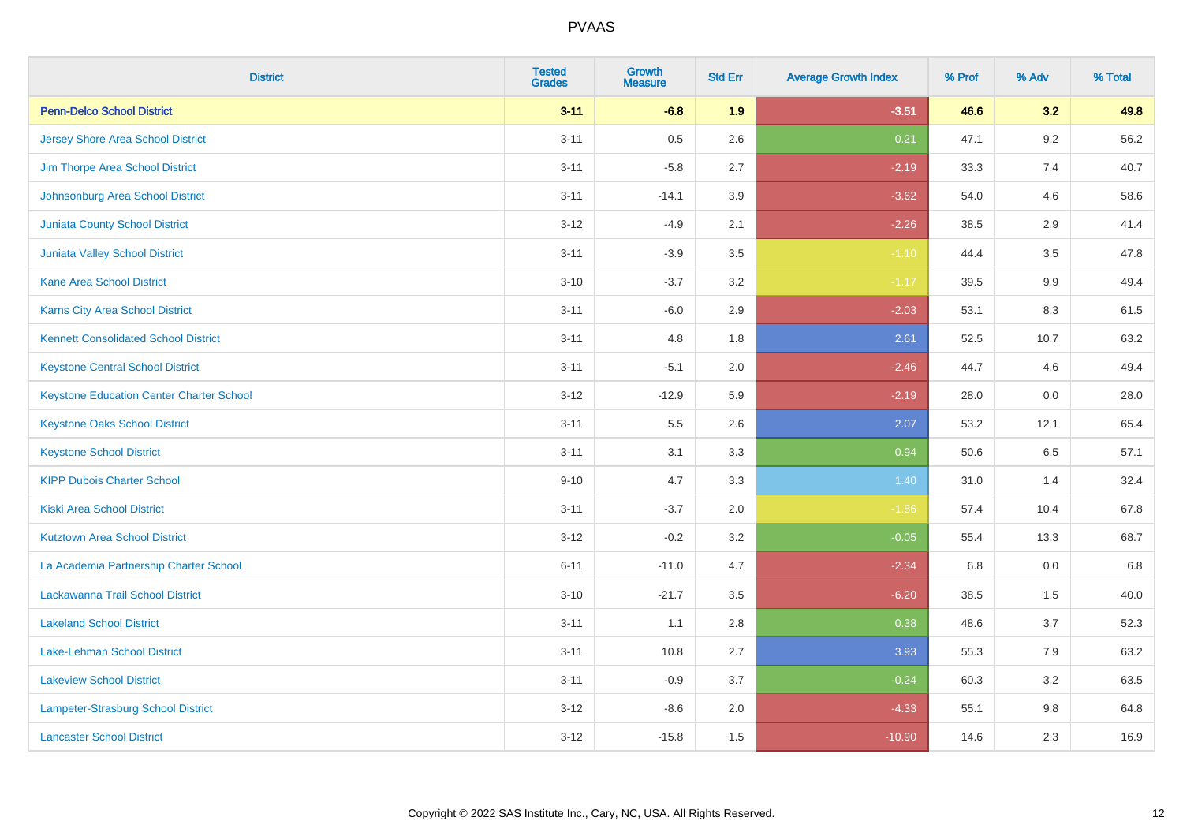| District | Tested Grades | Growth Measure | Std Err | Average Growth Index | % Prof | % Adv | % Total |
|---|---|---|---|---|---|---|---|
| **Penn-Delco School District** | **3-11** | **-6.8** | **1.9** | **-3.51** | **46.6** | **3.2** | **49.8** |
| Jersey Shore Area School District | 3-11 | 0.5 | 2.6 | 0.21 | 47.1 | 9.2 | 56.2 |
| Jim Thorpe Area School District | 3-11 | -5.8 | 2.7 | -2.19 | 33.3 | 7.4 | 40.7 |
| Johnsonburg Area School District | 3-11 | -14.1 | 3.9 | -3.62 | 54.0 | 4.6 | 58.6 |
| Juniata County School District | 3-12 | -4.9 | 2.1 | -2.26 | 38.5 | 2.9 | 41.4 |
| Juniata Valley School District | 3-11 | -3.9 | 3.5 | -1.10 | 44.4 | 3.5 | 47.8 |
| Kane Area School District | 3-10 | -3.7 | 3.2 | -1.17 | 39.5 | 9.9 | 49.4 |
| Karns City Area School District | 3-11 | -6.0 | 2.9 | -2.03 | 53.1 | 8.3 | 61.5 |
| Kennett Consolidated School District | 3-11 | 4.8 | 1.8 | 2.61 | 52.5 | 10.7 | 63.2 |
| Keystone Central School District | 3-11 | -5.1 | 2.0 | -2.46 | 44.7 | 4.6 | 49.4 |
| Keystone Education Center Charter School | 3-12 | -12.9 | 5.9 | -2.19 | 28.0 | 0.0 | 28.0 |
| Keystone Oaks School District | 3-11 | 5.5 | 2.6 | 2.07 | 53.2 | 12.1 | 65.4 |
| Keystone School District | 3-11 | 3.1 | 3.3 | 0.94 | 50.6 | 6.5 | 57.1 |
| KIPP Dubois Charter School | 9-10 | 4.7 | 3.3 | 1.40 | 31.0 | 1.4 | 32.4 |
| Kiski Area School District | 3-11 | -3.7 | 2.0 | -1.86 | 57.4 | 10.4 | 67.8 |
| Kutztown Area School District | 3-12 | -0.2 | 3.2 | -0.05 | 55.4 | 13.3 | 68.7 |
| La Academia Partnership Charter School | 6-11 | -11.0 | 4.7 | -2.34 | 6.8 | 0.0 | 6.8 |
| Lackawanna Trail School District | 3-10 | -21.7 | 3.5 | -6.20 | 38.5 | 1.5 | 40.0 |
| Lakeland School District | 3-11 | 1.1 | 2.8 | 0.38 | 48.6 | 3.7 | 52.3 |
| Lake-Lehman School District | 3-11 | 10.8 | 2.7 | 3.93 | 55.3 | 7.9 | 63.2 |
| Lakeview School District | 3-11 | -0.9 | 3.7 | -0.24 | 60.3 | 3.2 | 63.5 |
| Lampeter-Strasburg School District | 3-12 | -8.6 | 2.0 | -4.33 | 55.1 | 9.8 | 64.8 |
| Lancaster School District | 3-12 | -15.8 | 1.5 | -10.90 | 14.6 | 2.3 | 16.9 |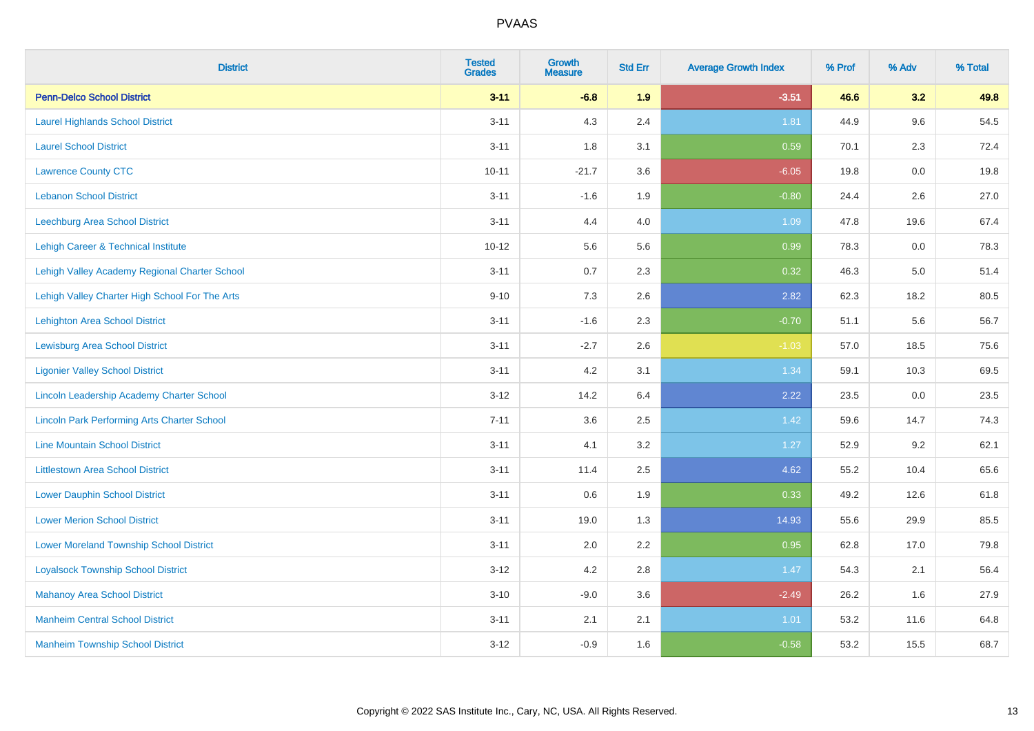| District | Tested Grades | Growth Measure | Std Err | Average Growth Index | % Prof | % Adv | % Total |
|---|---|---|---|---|---|---|---|
| **Penn-Delco School District** | **3-11** | **-6.8** | **1.9** | **-3.51** | **46.6** | **3.2** | **49.8** |
| Laurel Highlands School District | 3-11 | 4.3 | 2.4 | 1.81 | 44.9 | 9.6 | 54.5 |
| Laurel School District | 3-11 | 1.8 | 3.1 | 0.59 | 70.1 | 2.3 | 72.4 |
| Lawrence County CTC | 10-11 | -21.7 | 3.6 | -6.05 | 19.8 | 0.0 | 19.8 |
| Lebanon School District | 3-11 | -1.6 | 1.9 | -0.80 | 24.4 | 2.6 | 27.0 |
| Leechburg Area School District | 3-11 | 4.4 | 4.0 | 1.09 | 47.8 | 19.6 | 67.4 |
| Lehigh Career & Technical Institute | 10-12 | 5.6 | 5.6 | 0.99 | 78.3 | 0.0 | 78.3 |
| Lehigh Valley Academy Regional Charter School | 3-11 | 0.7 | 2.3 | 0.32 | 46.3 | 5.0 | 51.4 |
| Lehigh Valley Charter High School For The Arts | 9-10 | 7.3 | 2.6 | 2.82 | 62.3 | 18.2 | 80.5 |
| Lehighton Area School District | 3-11 | -1.6 | 2.3 | -0.70 | 51.1 | 5.6 | 56.7 |
| Lewisburg Area School District | 3-11 | -2.7 | 2.6 | -1.03 | 57.0 | 18.5 | 75.6 |
| Ligonier Valley School District | 3-11 | 4.2 | 3.1 | 1.34 | 59.1 | 10.3 | 69.5 |
| Lincoln Leadership Academy Charter School | 3-12 | 14.2 | 6.4 | 2.22 | 23.5 | 0.0 | 23.5 |
| Lincoln Park Performing Arts Charter School | 7-11 | 3.6 | 2.5 | 1.42 | 59.6 | 14.7 | 74.3 |
| Line Mountain School District | 3-11 | 4.1 | 3.2 | 1.27 | 52.9 | 9.2 | 62.1 |
| Littlestown Area School District | 3-11 | 11.4 | 2.5 | 4.62 | 55.2 | 10.4 | 65.6 |
| Lower Dauphin School District | 3-11 | 0.6 | 1.9 | 0.33 | 49.2 | 12.6 | 61.8 |
| Lower Merion School District | 3-11 | 19.0 | 1.3 | 14.93 | 55.6 | 29.9 | 85.5 |
| Lower Moreland Township School District | 3-11 | 2.0 | 2.2 | 0.95 | 62.8 | 17.0 | 79.8 |
| Loyalsock Township School District | 3-12 | 4.2 | 2.8 | 1.47 | 54.3 | 2.1 | 56.4 |
| Mahanoy Area School District | 3-10 | -9.0 | 3.6 | -2.49 | 26.2 | 1.6 | 27.9 |
| Manheim Central School District | 3-11 | 2.1 | 2.1 | 1.01 | 53.2 | 11.6 | 64.8 |
| Manheim Township School District | 3-12 | -0.9 | 1.6 | -0.58 | 53.2 | 15.5 | 68.7 |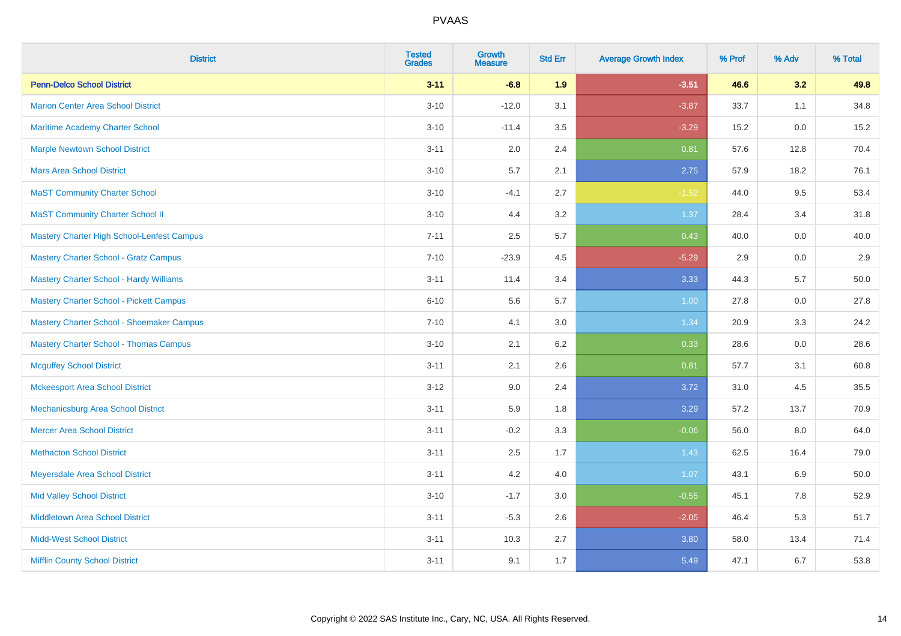| District | Tested Grades | Growth Measure | Std Err | Average Growth Index | % Prof | % Adv | % Total |
|---|---|---|---|---|---|---|---|
| **Penn-Delco School District** | **3-11** | **-6.8** | **1.9** | **-3.51** | **46.6** | **3.2** | **49.8** |
| Marion Center Area School District | 3-10 | -12.0 | 3.1 | -3.87 | 33.7 | 1.1 | 34.8 |
| Maritime Academy Charter School | 3-10 | -11.4 | 3.5 | -3.29 | 15.2 | 0.0 | 15.2 |
| Marple Newtown School District | 3-11 | 2.0 | 2.4 | 0.81 | 57.6 | 12.8 | 70.4 |
| Mars Area School District | 3-10 | 5.7 | 2.1 | 2.75 | 57.9 | 18.2 | 76.1 |
| MaST Community Charter School | 3-10 | -4.1 | 2.7 | -1.52 | 44.0 | 9.5 | 53.4 |
| MaST Community Charter School II | 3-10 | 4.4 | 3.2 | 1.37 | 28.4 | 3.4 | 31.8 |
| Mastery Charter High School-Lenfest Campus | 7-11 | 2.5 | 5.7 | 0.43 | 40.0 | 0.0 | 40.0 |
| Mastery Charter School - Gratz Campus | 7-10 | -23.9 | 4.5 | -5.29 | 2.9 | 0.0 | 2.9 |
| Mastery Charter School - Hardy Williams | 3-11 | 11.4 | 3.4 | 3.33 | 44.3 | 5.7 | 50.0 |
| Mastery Charter School - Pickett Campus | 6-10 | 5.6 | 5.7 | 1.00 | 27.8 | 0.0 | 27.8 |
| Mastery Charter School - Shoemaker Campus | 7-10 | 4.1 | 3.0 | 1.34 | 20.9 | 3.3 | 24.2 |
| Mastery Charter School - Thomas Campus | 3-10 | 2.1 | 6.2 | 0.33 | 28.6 | 0.0 | 28.6 |
| Mcguffey School District | 3-11 | 2.1 | 2.6 | 0.81 | 57.7 | 3.1 | 60.8 |
| Mckeesport Area School District | 3-12 | 9.0 | 2.4 | 3.72 | 31.0 | 4.5 | 35.5 |
| Mechanicsburg Area School District | 3-11 | 5.9 | 1.8 | 3.29 | 57.2 | 13.7 | 70.9 |
| Mercer Area School District | 3-11 | -0.2 | 3.3 | -0.06 | 56.0 | 8.0 | 64.0 |
| Methacton School District | 3-11 | 2.5 | 1.7 | 1.43 | 62.5 | 16.4 | 79.0 |
| Meyersdale Area School District | 3-11 | 4.2 | 4.0 | 1.07 | 43.1 | 6.9 | 50.0 |
| Mid Valley School District | 3-10 | -1.7 | 3.0 | -0.55 | 45.1 | 7.8 | 52.9 |
| Middletown Area School District | 3-11 | -5.3 | 2.6 | -2.05 | 46.4 | 5.3 | 51.7 |
| Midd-West School District | 3-11 | 10.3 | 2.7 | 3.80 | 58.0 | 13.4 | 71.4 |
| Mifflin County School District | 3-11 | 9.1 | 1.7 | 5.49 | 47.1 | 6.7 | 53.8 |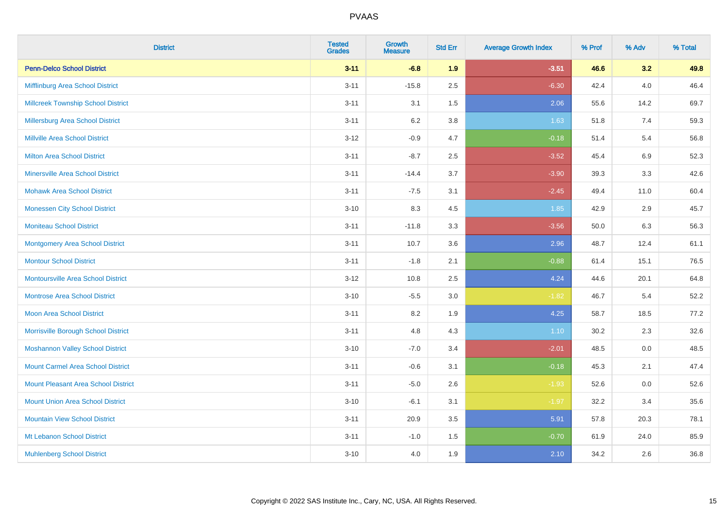# PVAAS

| District | Tested Grades | Growth Measure | Std Err | Average Growth Index | % Prof | % Adv | % Total |
|---|---|---|---|---|---|---|---|
| **Penn-Delco School District** | **3-11** | **-6.8** | **1.9** | **-3.51** | **46.6** | **3.2** | **49.8** |
| Mifflinburg Area School District | 3-11 | -15.8 | 2.5 | -6.30 | 42.4 | 4.0 | 46.4 |
| Millcreek Township School District | 3-11 | 3.1 | 1.5 | 2.06 | 55.6 | 14.2 | 69.7 |
| Millersburg Area School District | 3-11 | 6.2 | 3.8 | 1.63 | 51.8 | 7.4 | 59.3 |
| Millville Area School District | 3-12 | -0.9 | 4.7 | -0.18 | 51.4 | 5.4 | 56.8 |
| Milton Area School District | 3-11 | -8.7 | 2.5 | -3.52 | 45.4 | 6.9 | 52.3 |
| Minersville Area School District | 3-11 | -14.4 | 3.7 | -3.90 | 39.3 | 3.3 | 42.6 |
| Mohawk Area School District | 3-11 | -7.5 | 3.1 | -2.45 | 49.4 | 11.0 | 60.4 |
| Monessen City School District | 3-10 | 8.3 | 4.5 | 1.85 | 42.9 | 2.9 | 45.7 |
| Moniteau School District | 3-11 | -11.8 | 3.3 | -3.56 | 50.0 | 6.3 | 56.3 |
| Montgomery Area School District | 3-11 | 10.7 | 3.6 | 2.96 | 48.7 | 12.4 | 61.1 |
| Montour School District | 3-11 | -1.8 | 2.1 | -0.88 | 61.4 | 15.1 | 76.5 |
| Montoursville Area School District | 3-12 | 10.8 | 2.5 | 4.24 | 44.6 | 20.1 | 64.8 |
| Montrose Area School District | 3-10 | -5.5 | 3.0 | -1.82 | 46.7 | 5.4 | 52.2 |
| Moon Area School District | 3-11 | 8.2 | 1.9 | 4.25 | 58.7 | 18.5 | 77.2 |
| Morrisville Borough School District | 3-11 | 4.8 | 4.3 | 1.10 | 30.2 | 2.3 | 32.6 |
| Moshannon Valley School District | 3-10 | -7.0 | 3.4 | -2.01 | 48.5 | 0.0 | 48.5 |
| Mount Carmel Area School District | 3-11 | -0.6 | 3.1 | -0.18 | 45.3 | 2.1 | 47.4 |
| Mount Pleasant Area School District | 3-11 | -5.0 | 2.6 | -1.93 | 52.6 | 0.0 | 52.6 |
| Mount Union Area School District | 3-10 | -6.1 | 3.1 | -1.97 | 32.2 | 3.4 | 35.6 |
| Mountain View School District | 3-11 | 20.9 | 3.5 | 5.91 | 57.8 | 20.3 | 78.1 |
| Mt Lebanon School District | 3-11 | -1.0 | 1.5 | -0.70 | 61.9 | 24.0 | 85.9 |
| Muhlenberg School District | 3-10 | 4.0 | 1.9 | 2.10 | 34.2 | 2.6 | 36.8 |

Copyright © 2022 SAS Institute Inc., Cary, NC, USA. All Rights Reserved.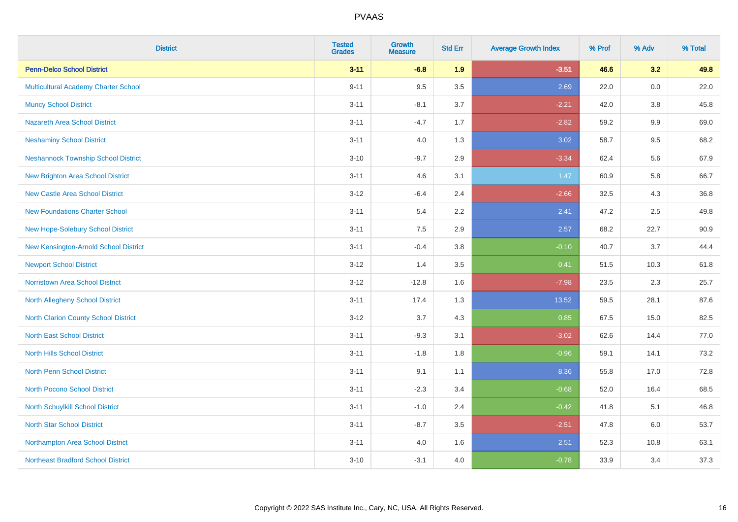# PVAAS

| District | Tested Grades | Growth Measure | Std Err | Average Growth Index | % Prof | % Adv | % Total |
|---|---|---|---|---|---|---|---|
| **Penn-Delco School District** | **3-11** | **-6.8** | **1.9** | **-3.51** | **46.6** | **3.2** | **49.8** |
| Multicultural Academy Charter School | 9-11 | 9.5 | 3.5 | 2.69 | 22.0 | 0.0 | 22.0 |
| Muncy School District | 3-11 | -8.1 | 3.7 | -2.21 | 42.0 | 3.8 | 45.8 |
| Nazareth Area School District | 3-11 | -4.7 | 1.7 | -2.82 | 59.2 | 9.9 | 69.0 |
| Neshaminy School District | 3-11 | 4.0 | 1.3 | 3.02 | 58.7 | 9.5 | 68.2 |
| Neshannock Township School District | 3-10 | -9.7 | 2.9 | -3.34 | 62.4 | 5.6 | 67.9 |
| New Brighton Area School District | 3-11 | 4.6 | 3.1 | 1.47 | 60.9 | 5.8 | 66.7 |
| New Castle Area School District | 3-12 | -6.4 | 2.4 | -2.66 | 32.5 | 4.3 | 36.8 |
| New Foundations Charter School | 3-11 | 5.4 | 2.2 | 2.41 | 47.2 | 2.5 | 49.8 |
| New Hope-Solebury School District | 3-11 | 7.5 | 2.9 | 2.57 | 68.2 | 22.7 | 90.9 |
| New Kensington-Arnold School District | 3-11 | -0.4 | 3.8 | -0.10 | 40.7 | 3.7 | 44.4 |
| Newport School District | 3-12 | 1.4 | 3.5 | 0.41 | 51.5 | 10.3 | 61.8 |
| Norristown Area School District | 3-12 | -12.8 | 1.6 | -7.98 | 23.5 | 2.3 | 25.7 |
| North Allegheny School District | 3-11 | 17.4 | 1.3 | 13.52 | 59.5 | 28.1 | 87.6 |
| North Clarion County School District | 3-12 | 3.7 | 4.3 | 0.85 | 67.5 | 15.0 | 82.5 |
| North East School District | 3-11 | -9.3 | 3.1 | -3.02 | 62.6 | 14.4 | 77.0 |
| North Hills School District | 3-11 | -1.8 | 1.8 | -0.96 | 59.1 | 14.1 | 73.2 |
| North Penn School District | 3-11 | 9.1 | 1.1 | 8.36 | 55.8 | 17.0 | 72.8 |
| North Pocono School District | 3-11 | -2.3 | 3.4 | -0.68 | 52.0 | 16.4 | 68.5 |
| North Schuylkill School District | 3-11 | -1.0 | 2.4 | -0.42 | 41.8 | 5.1 | 46.8 |
| North Star School District | 3-11 | -8.7 | 3.5 | -2.51 | 47.8 | 6.0 | 53.7 |
| Northampton Area School District | 3-11 | 4.0 | 1.6 | 2.51 | 52.3 | 10.8 | 63.1 |
| Northeast Bradford School District | 3-10 | -3.1 | 4.0 | -0.78 | 33.9 | 3.4 | 37.3 |

Copyright © 2022 SAS Institute Inc., Cary, NC, USA. All Rights Reserved.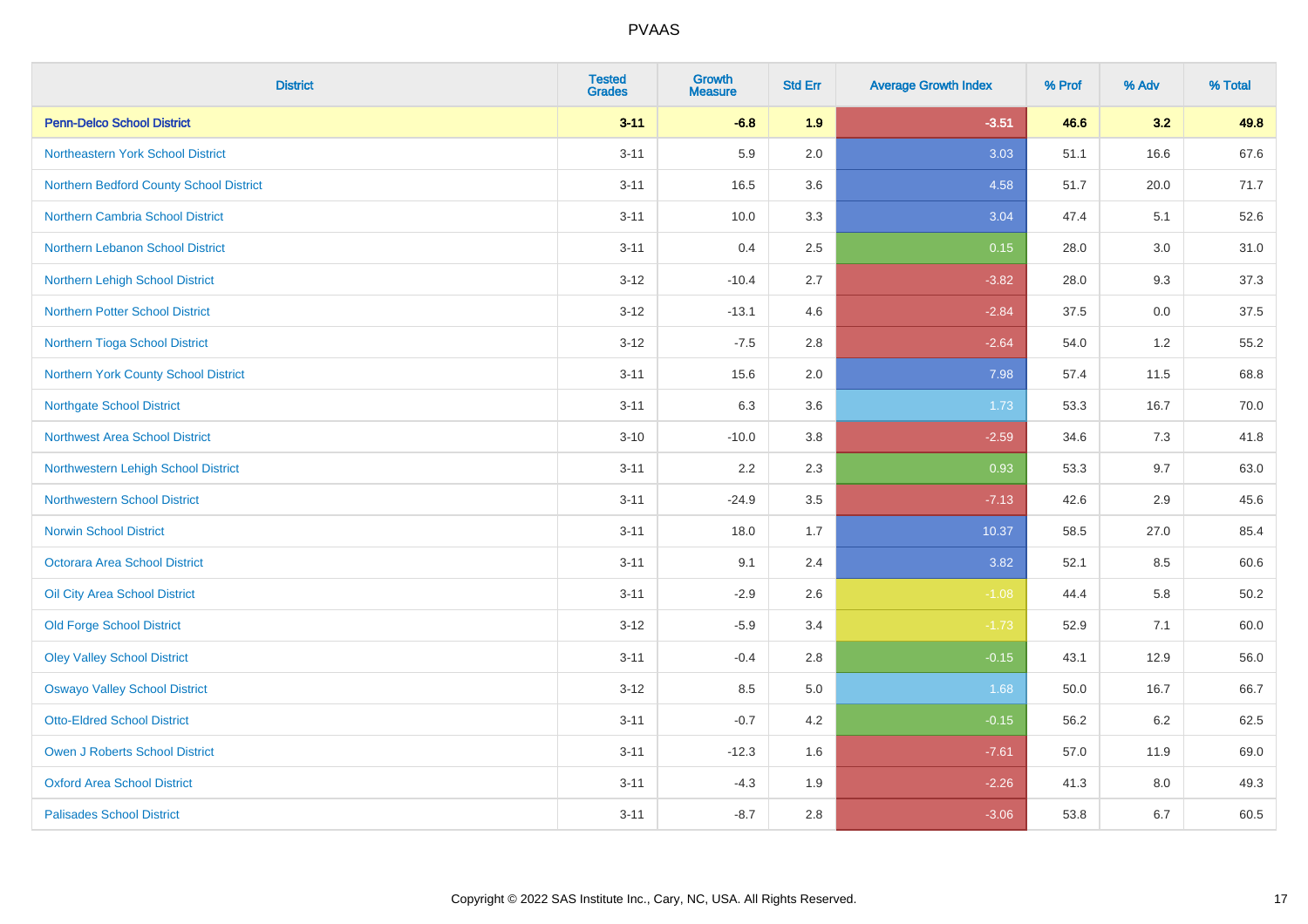| District | Tested Grades | Growth Measure | Std Err | Average Growth Index | % Prof | % Adv | % Total |
|---|---|---|---|---|---|---|---|
| **Penn-Delco School District** | **3-11** | **-6.8** | **1.9** | **-3.51** | **46.6** | **3.2** | **49.8** |
| Northeastern York School District | 3-11 | 5.9 | 2.0 | 3.03 | 51.1 | 16.6 | 67.6 |
| Northern Bedford County School District | 3-11 | 16.5 | 3.6 | 4.58 | 51.7 | 20.0 | 71.7 |
| Northern Cambria School District | 3-11 | 10.0 | 3.3 | 3.04 | 47.4 | 5.1 | 52.6 |
| Northern Lebanon School District | 3-11 | 0.4 | 2.5 | 0.15 | 28.0 | 3.0 | 31.0 |
| Northern Lehigh School District | 3-12 | -10.4 | 2.7 | -3.82 | 28.0 | 9.3 | 37.3 |
| Northern Potter School District | 3-12 | -13.1 | 4.6 | -2.84 | 37.5 | 0.0 | 37.5 |
| Northern Tioga School District | 3-12 | -7.5 | 2.8 | -2.64 | 54.0 | 1.2 | 55.2 |
| Northern York County School District | 3-11 | 15.6 | 2.0 | 7.98 | 57.4 | 11.5 | 68.8 |
| Northgate School District | 3-11 | 6.3 | 3.6 | 1.73 | 53.3 | 16.7 | 70.0 |
| Northwest Area School District | 3-10 | -10.0 | 3.8 | -2.59 | 34.6 | 7.3 | 41.8 |
| Northwestern Lehigh School District | 3-11 | 2.2 | 2.3 | 0.93 | 53.3 | 9.7 | 63.0 |
| Northwestern School District | 3-11 | -24.9 | 3.5 | -7.13 | 42.6 | 2.9 | 45.6 |
| Norwin School District | 3-11 | 18.0 | 1.7 | 10.37 | 58.5 | 27.0 | 85.4 |
| Octorara Area School District | 3-11 | 9.1 | 2.4 | 3.82 | 52.1 | 8.5 | 60.6 |
| Oil City Area School District | 3-11 | -2.9 | 2.6 | -1.08 | 44.4 | 5.8 | 50.2 |
| Old Forge School District | 3-12 | -5.9 | 3.4 | -1.73 | 52.9 | 7.1 | 60.0 |
| Oley Valley School District | 3-11 | -0.4 | 2.8 | -0.15 | 43.1 | 12.9 | 56.0 |
| Oswayo Valley School District | 3-12 | 8.5 | 5.0 | 1.68 | 50.0 | 16.7 | 66.7 |
| Otto-Eldred School District | 3-11 | -0.7 | 4.2 | -0.15 | 56.2 | 6.2 | 62.5 |
| Owen J Roberts School District | 3-11 | -12.3 | 1.6 | -7.61 | 57.0 | 11.9 | 69.0 |
| Oxford Area School District | 3-11 | -4.3 | 1.9 | -2.26 | 41.3 | 8.0 | 49.3 |
| Palisades School District | 3-11 | -8.7 | 2.8 | -3.06 | 53.8 | 6.7 | 60.5 |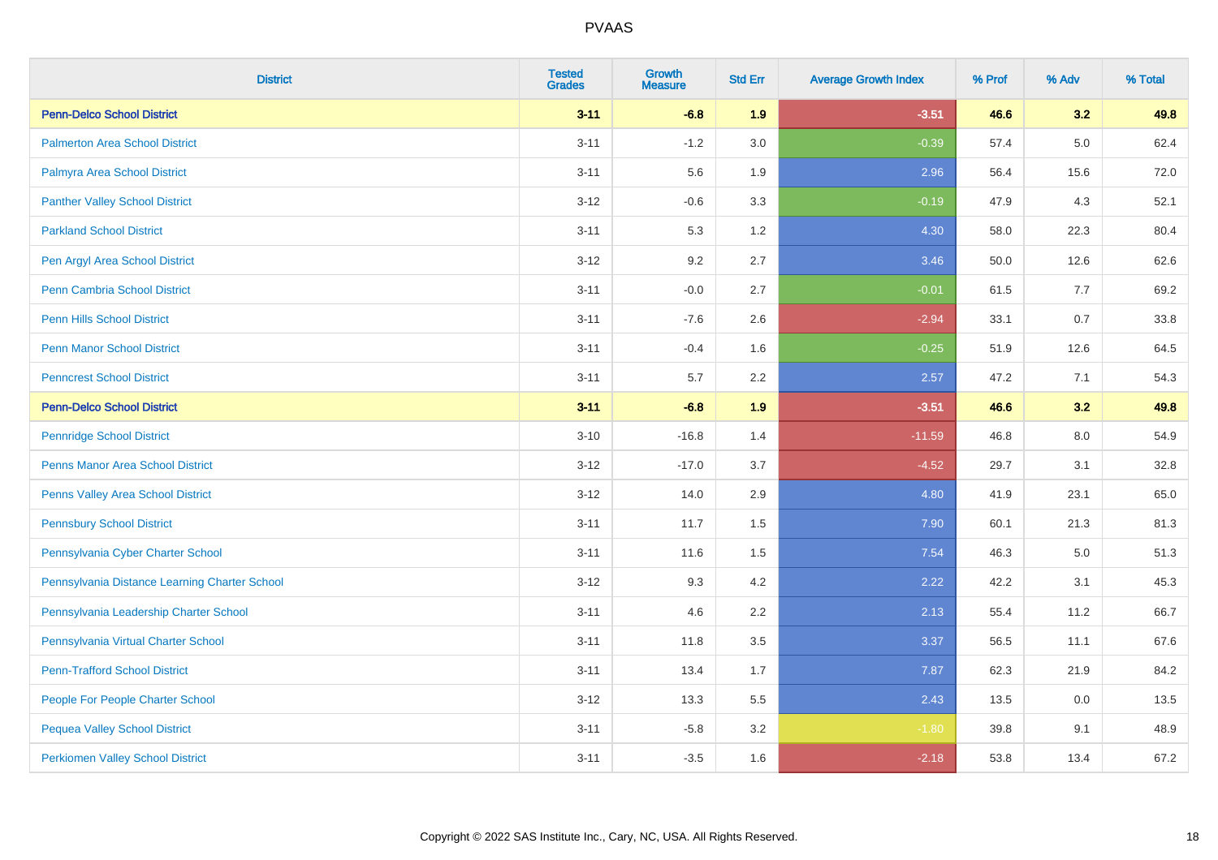# PVAAS

| District | Tested Grades | Growth Measure | Std Err | Average Growth Index | % Prof | % Adv | % Total |
|---|---|---|---|---|---|---|---|
| **Penn-Delco School District** | **3-11** | **-6.8** | **1.9** | **-3.51** | **46.6** | **3.2** | **49.8** |
| Palmerton Area School District | 3-11 | -1.2 | 3.0 | -0.39 | 57.4 | 5.0 | 62.4 |
| Palmyra Area School District | 3-11 | 5.6 | 1.9 | 2.96 | 56.4 | 15.6 | 72.0 |
| Panther Valley School District | 3-12 | -0.6 | 3.3 | -0.19 | 47.9 | 4.3 | 52.1 |
| Parkland School District | 3-11 | 5.3 | 1.2 | 4.30 | 58.0 | 22.3 | 80.4 |
| Pen Argyl Area School District | 3-12 | 9.2 | 2.7 | 3.46 | 50.0 | 12.6 | 62.6 |
| Penn Cambria School District | 3-11 | -0.0 | 2.7 | -0.01 | 61.5 | 7.7 | 69.2 |
| Penn Hills School District | 3-11 | -7.6 | 2.6 | -2.94 | 33.1 | 0.7 | 33.8 |
| Penn Manor School District | 3-11 | -0.4 | 1.6 | -0.25 | 51.9 | 12.6 | 64.5 |
| Penncrest School District | 3-11 | 5.7 | 2.2 | 2.57 | 47.2 | 7.1 | 54.3 |
| **Penn-Delco School District** | **3-11** | **-6.8** | **1.9** | **-3.51** | **46.6** | **3.2** | **49.8** |
| Pennridge School District | 3-10 | -16.8 | 1.4 | -11.59 | 46.8 | 8.0 | 54.9 |
| Penns Manor Area School District | 3-12 | -17.0 | 3.7 | -4.52 | 29.7 | 3.1 | 32.8 |
| Penns Valley Area School District | 3-12 | 14.0 | 2.9 | 4.80 | 41.9 | 23.1 | 65.0 |
| Pennsbury School District | 3-11 | 11.7 | 1.5 | 7.90 | 60.1 | 21.3 | 81.3 |
| Pennsylvania Cyber Charter School | 3-11 | 11.6 | 1.5 | 7.54 | 46.3 | 5.0 | 51.3 |
| Pennsylvania Distance Learning Charter School | 3-12 | 9.3 | 4.2 | 2.22 | 42.2 | 3.1 | 45.3 |
| Pennsylvania Leadership Charter School | 3-11 | 4.6 | 2.2 | 2.13 | 55.4 | 11.2 | 66.7 |
| Pennsylvania Virtual Charter School | 3-11 | 11.8 | 3.5 | 3.37 | 56.5 | 11.1 | 67.6 |
| Penn-Trafford School District | 3-11 | 13.4 | 1.7 | 7.87 | 62.3 | 21.9 | 84.2 |
| People For People Charter School | 3-12 | 13.3 | 5.5 | 2.43 | 13.5 | 0.0 | 13.5 |
| Pequea Valley School District | 3-11 | -5.8 | 3.2 | -1.80 | 39.8 | 9.1 | 48.9 |
| Perkiomen Valley School District | 3-11 | -3.5 | 1.6 | -2.18 | 53.8 | 13.4 | 67.2 |

Copyright © 2022 SAS Institute Inc., Cary, NC, USA. All Rights Reserved.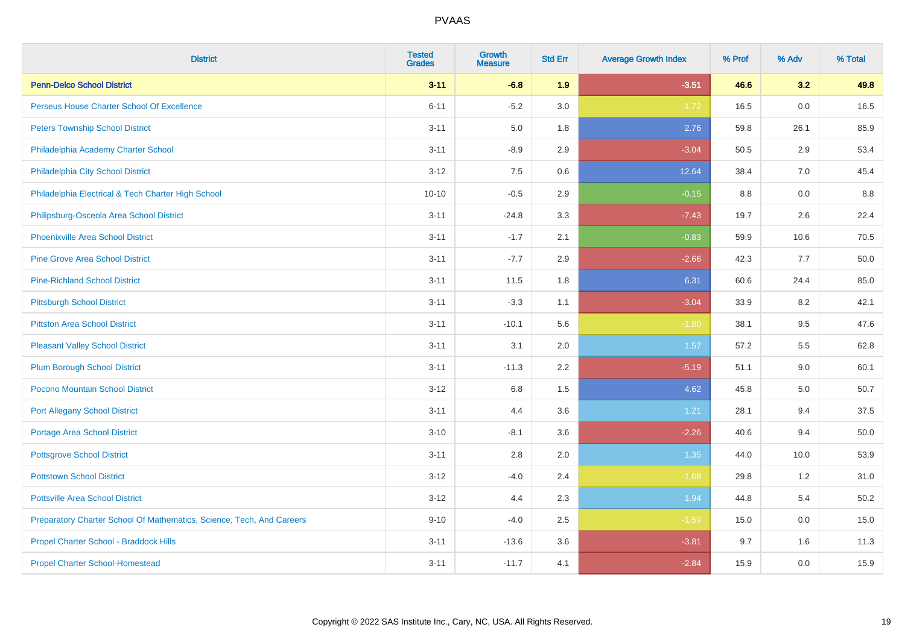# PVAAS

| District | Tested Grades | Growth Measure | Std Err | Average Growth Index | % Prof | % Adv | % Total |
|---|---|---|---|---|---|---|---|
| **Penn-Delco School District** | **3-11** | **-6.8** | **1.9** | **-3.51** | **46.6** | **3.2** | **49.8** |
| Perseus House Charter School Of Excellence | 6-11 | -5.2 | 3.0 | -1.72 | 16.5 | 0.0 | 16.5 |
| Peters Township School District | 3-11 | 5.0 | 1.8 | 2.76 | 59.8 | 26.1 | 85.9 |
| Philadelphia Academy Charter School | 3-11 | -8.9 | 2.9 | -3.04 | 50.5 | 2.9 | 53.4 |
| Philadelphia City School District | 3-12 | 7.5 | 0.6 | 12.64 | 38.4 | 7.0 | 45.4 |
| Philadelphia Electrical & Tech Charter High School | 10-10 | -0.5 | 2.9 | -0.15 | 8.8 | 0.0 | 8.8 |
| Philipsburg-Osceola Area School District | 3-11 | -24.8 | 3.3 | -7.43 | 19.7 | 2.6 | 22.4 |
| Phoenixville Area School District | 3-11 | -1.7 | 2.1 | -0.83 | 59.9 | 10.6 | 70.5 |
| Pine Grove Area School District | 3-11 | -7.7 | 2.9 | -2.66 | 42.3 | 7.7 | 50.0 |
| Pine-Richland School District | 3-11 | 11.5 | 1.8 | 6.31 | 60.6 | 24.4 | 85.0 |
| Pittsburgh School District | 3-11 | -3.3 | 1.1 | -3.04 | 33.9 | 8.2 | 42.1 |
| Pittston Area School District | 3-11 | -10.1 | 5.6 | -1.80 | 38.1 | 9.5 | 47.6 |
| Pleasant Valley School District | 3-11 | 3.1 | 2.0 | 1.57 | 57.2 | 5.5 | 62.8 |
| Plum Borough School District | 3-11 | -11.3 | 2.2 | -5.19 | 51.1 | 9.0 | 60.1 |
| Pocono Mountain School District | 3-12 | 6.8 | 1.5 | 4.62 | 45.8 | 5.0 | 50.7 |
| Port Allegany School District | 3-11 | 4.4 | 3.6 | 1.21 | 28.1 | 9.4 | 37.5 |
| Portage Area School District | 3-10 | -8.1 | 3.6 | -2.26 | 40.6 | 9.4 | 50.0 |
| Pottsgrove School District | 3-11 | 2.8 | 2.0 | 1.35 | 44.0 | 10.0 | 53.9 |
| Pottstown School District | 3-12 | -4.0 | 2.4 | -1.68 | 29.8 | 1.2 | 31.0 |
| Pottsville Area School District | 3-12 | 4.4 | 2.3 | 1.94 | 44.8 | 5.4 | 50.2 |
| Preparatory Charter School Of Mathematics, Science, Tech, And Careers | 9-10 | -4.0 | 2.5 | -1.59 | 15.0 | 0.0 | 15.0 |
| Propel Charter School - Braddock Hills | 3-11 | -13.6 | 3.6 | -3.81 | 9.7 | 1.6 | 11.3 |
| Propel Charter School-Homestead | 3-11 | -11.7 | 4.1 | -2.84 | 15.9 | 0.0 | 15.9 |

Copyright © 2022 SAS Institute Inc., Cary, NC, USA. All Rights Reserved.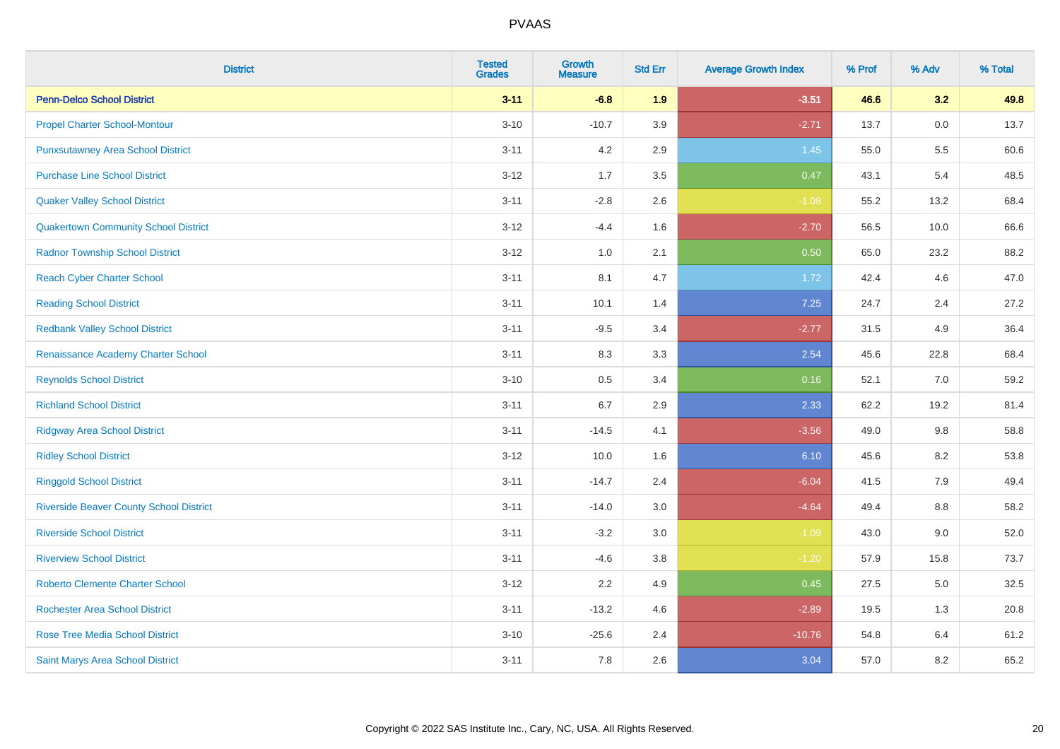# PVAAS

| District | Tested Grades | Growth Measure | Std Err | Average Growth Index | % Prof | % Adv | % Total |
|---|---|---|---|---|---|---|---|
| **Penn-Delco School District** | **3-11** | **-6.8** | **1.9** | **-3.51** | **46.6** | **3.2** | **49.8** |
| Propel Charter School-Montour | 3-10 | -10.7 | 3.9 | -2.71 | 13.7 | 0.0 | 13.7 |
| Punxsutawney Area School District | 3-11 | 4.2 | 2.9 | 1.45 | 55.0 | 5.5 | 60.6 |
| Purchase Line School District | 3-12 | 1.7 | 3.5 | 0.47 | 43.1 | 5.4 | 48.5 |
| Quaker Valley School District | 3-11 | -2.8 | 2.6 | -1.08 | 55.2 | 13.2 | 68.4 |
| Quakertown Community School District | 3-12 | -4.4 | 1.6 | -2.70 | 56.5 | 10.0 | 66.6 |
| Radnor Township School District | 3-12 | 1.0 | 2.1 | 0.50 | 65.0 | 23.2 | 88.2 |
| Reach Cyber Charter School | 3-11 | 8.1 | 4.7 | 1.72 | 42.4 | 4.6 | 47.0 |
| Reading School District | 3-11 | 10.1 | 1.4 | 7.25 | 24.7 | 2.4 | 27.2 |
| Redbank Valley School District | 3-11 | -9.5 | 3.4 | -2.77 | 31.5 | 4.9 | 36.4 |
| Renaissance Academy Charter School | 3-11 | 8.3 | 3.3 | 2.54 | 45.6 | 22.8 | 68.4 |
| Reynolds School District | 3-10 | 0.5 | 3.4 | 0.16 | 52.1 | 7.0 | 59.2 |
| Richland School District | 3-11 | 6.7 | 2.9 | 2.33 | 62.2 | 19.2 | 81.4 |
| Ridgway Area School District | 3-11 | -14.5 | 4.1 | -3.56 | 49.0 | 9.8 | 58.8 |
| Ridley School District | 3-12 | 10.0 | 1.6 | 6.10 | 45.6 | 8.2 | 53.8 |
| Ringgold School District | 3-11 | -14.7 | 2.4 | -6.04 | 41.5 | 7.9 | 49.4 |
| Riverside Beaver County School District | 3-11 | -14.0 | 3.0 | -4.64 | 49.4 | 8.8 | 58.2 |
| Riverside School District | 3-11 | -3.2 | 3.0 | -1.09 | 43.0 | 9.0 | 52.0 |
| Riverview School District | 3-11 | -4.6 | 3.8 | -1.20 | 57.9 | 15.8 | 73.7 |
| Roberto Clemente Charter School | 3-12 | 2.2 | 4.9 | 0.45 | 27.5 | 5.0 | 32.5 |
| Rochester Area School District | 3-11 | -13.2 | 4.6 | -2.89 | 19.5 | 1.3 | 20.8 |
| Rose Tree Media School District | 3-10 | -25.6 | 2.4 | -10.76 | 54.8 | 6.4 | 61.2 |
| Saint Marys Area School District | 3-11 | 7.8 | 2.6 | 3.04 | 57.0 | 8.2 | 65.2 |

Copyright © 2022 SAS Institute Inc., Cary, NC, USA. All Rights Reserved.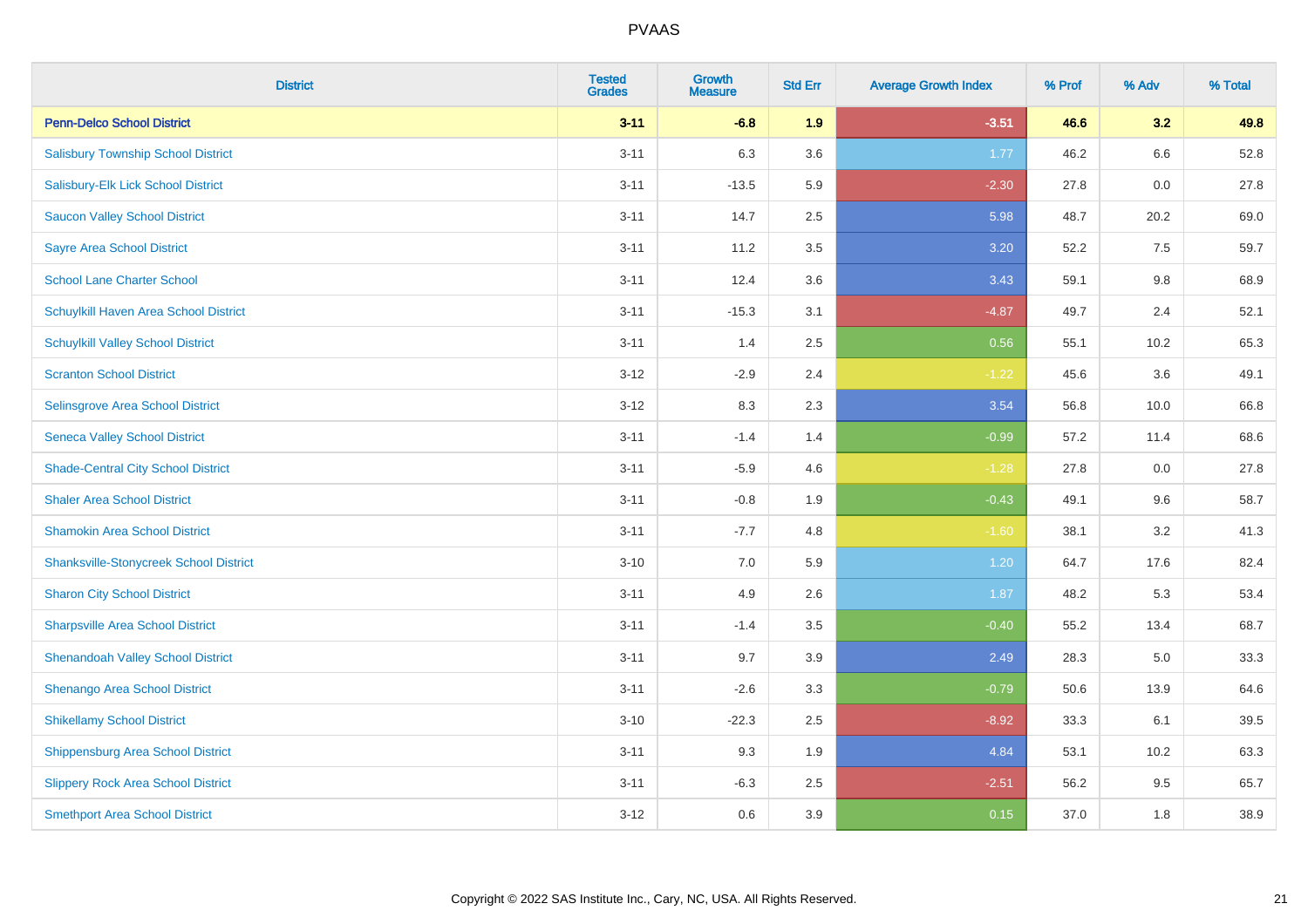| District | Tested Grades | Growth Measure | Std Err | Average Growth Index | % Prof | % Adv | % Total |
|---|---|---|---|---|---|---|---|
| **Penn-Delco School District** | **3-11** | **-6.8** | **1.9** | **-3.51** | **46.6** | **3.2** | **49.8** |
| Salisbury Township School District | 3-11 | 6.3 | 3.6 | 1.77 | 46.2 | 6.6 | 52.8 |
| Salisbury-Elk Lick School District | 3-11 | -13.5 | 5.9 | -2.30 | 27.8 | 0.0 | 27.8 |
| Saucon Valley School District | 3-11 | 14.7 | 2.5 | 5.98 | 48.7 | 20.2 | 69.0 |
| Sayre Area School District | 3-11 | 11.2 | 3.5 | 3.20 | 52.2 | 7.5 | 59.7 |
| School Lane Charter School | 3-11 | 12.4 | 3.6 | 3.43 | 59.1 | 9.8 | 68.9 |
| Schuylkill Haven Area School District | 3-11 | -15.3 | 3.1 | -4.87 | 49.7 | 2.4 | 52.1 |
| Schuylkill Valley School District | 3-11 | 1.4 | 2.5 | 0.56 | 55.1 | 10.2 | 65.3 |
| Scranton School District | 3-12 | -2.9 | 2.4 | -1.22 | 45.6 | 3.6 | 49.1 |
| Selinsgrove Area School District | 3-12 | 8.3 | 2.3 | 3.54 | 56.8 | 10.0 | 66.8 |
| Seneca Valley School District | 3-11 | -1.4 | 1.4 | -0.99 | 57.2 | 11.4 | 68.6 |
| Shade-Central City School District | 3-11 | -5.9 | 4.6 | -1.28 | 27.8 | 0.0 | 27.8 |
| Shaler Area School District | 3-11 | -0.8 | 1.9 | -0.43 | 49.1 | 9.6 | 58.7 |
| Shamokin Area School District | 3-11 | -7.7 | 4.8 | -1.60 | 38.1 | 3.2 | 41.3 |
| Shanksville-Stonycreek School District | 3-10 | 7.0 | 5.9 | 1.20 | 64.7 | 17.6 | 82.4 |
| Sharon City School District | 3-11 | 4.9 | 2.6 | 1.87 | 48.2 | 5.3 | 53.4 |
| Sharpsville Area School District | 3-11 | -1.4 | 3.5 | -0.40 | 55.2 | 13.4 | 68.7 |
| Shenandoah Valley School District | 3-11 | 9.7 | 3.9 | 2.49 | 28.3 | 5.0 | 33.3 |
| Shenango Area School District | 3-11 | -2.6 | 3.3 | -0.79 | 50.6 | 13.9 | 64.6 |
| Shikellamy School District | 3-10 | -22.3 | 2.5 | -8.92 | 33.3 | 6.1 | 39.5 |
| Shippensburg Area School District | 3-11 | 9.3 | 1.9 | 4.84 | 53.1 | 10.2 | 63.3 |
| Slippery Rock Area School District | 3-11 | -6.3 | 2.5 | -2.51 | 56.2 | 9.5 | 65.7 |
| Smethport Area School District | 3-12 | 0.6 | 3.9 | 0.15 | 37.0 | 1.8 | 38.9 |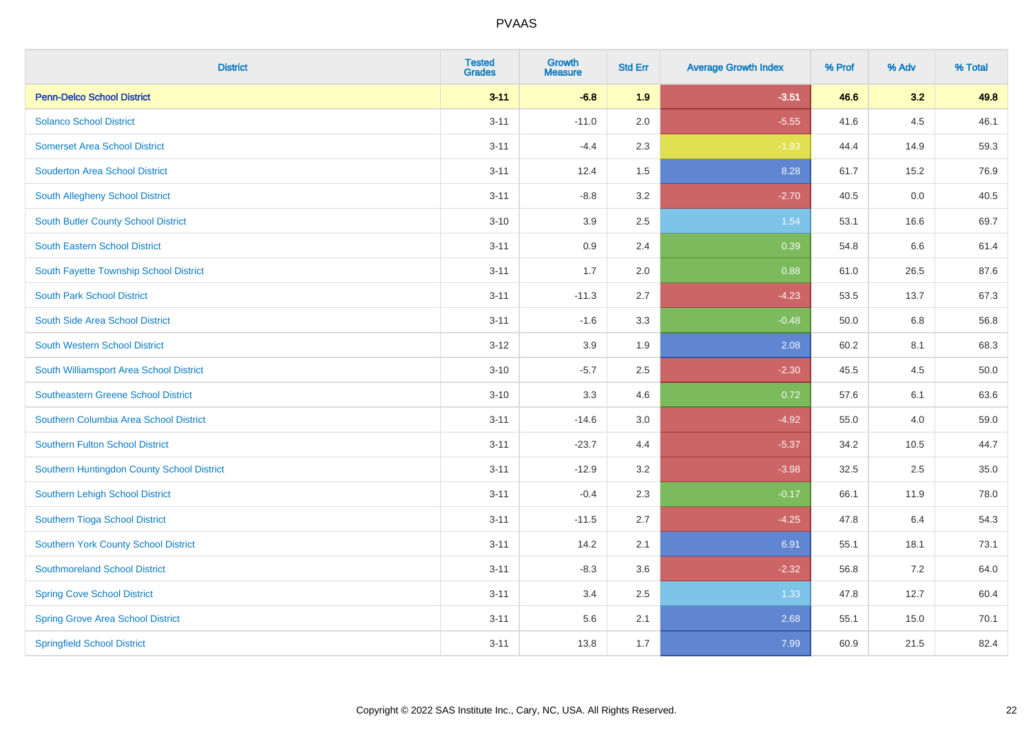| District | Tested Grades | Growth Measure | Std Err | Average Growth Index | % Prof | % Adv | % Total |
|---|---|---|---|---|---|---|---|
| **Penn-Delco School District** | **3-11** | **-6.8** | **1.9** | **-3.51** | **46.6** | **3.2** | **49.8** |
| Solanco School District | 3-11 | -11.0 | 2.0 | -5.55 | 41.6 | 4.5 | 46.1 |
| Somerset Area School District | 3-11 | -4.4 | 2.3 | -1.93 | 44.4 | 14.9 | 59.3 |
| Souderton Area School District | 3-11 | 12.4 | 1.5 | 8.28 | 61.7 | 15.2 | 76.9 |
| South Allegheny School District | 3-11 | -8.8 | 3.2 | -2.70 | 40.5 | 0.0 | 40.5 |
| South Butler County School District | 3-10 | 3.9 | 2.5 | 1.54 | 53.1 | 16.6 | 69.7 |
| South Eastern School District | 3-11 | 0.9 | 2.4 | 0.39 | 54.8 | 6.6 | 61.4 |
| South Fayette Township School District | 3-11 | 1.7 | 2.0 | 0.88 | 61.0 | 26.5 | 87.6 |
| South Park School District | 3-11 | -11.3 | 2.7 | -4.23 | 53.5 | 13.7 | 67.3 |
| South Side Area School District | 3-11 | -1.6 | 3.3 | -0.48 | 50.0 | 6.8 | 56.8 |
| South Western School District | 3-12 | 3.9 | 1.9 | 2.08 | 60.2 | 8.1 | 68.3 |
| South Williamsport Area School District | 3-10 | -5.7 | 2.5 | -2.30 | 45.5 | 4.5 | 50.0 |
| Southeastern Greene School District | 3-10 | 3.3 | 4.6 | 0.72 | 57.6 | 6.1 | 63.6 |
| Southern Columbia Area School District | 3-11 | -14.6 | 3.0 | -4.92 | 55.0 | 4.0 | 59.0 |
| Southern Fulton School District | 3-11 | -23.7 | 4.4 | -5.37 | 34.2 | 10.5 | 44.7 |
| Southern Huntingdon County School District | 3-11 | -12.9 | 3.2 | -3.98 | 32.5 | 2.5 | 35.0 |
| Southern Lehigh School District | 3-11 | -0.4 | 2.3 | -0.17 | 66.1 | 11.9 | 78.0 |
| Southern Tioga School District | 3-11 | -11.5 | 2.7 | -4.25 | 47.8 | 6.4 | 54.3 |
| Southern York County School District | 3-11 | 14.2 | 2.1 | 6.91 | 55.1 | 18.1 | 73.1 |
| Southmoreland School District | 3-11 | -8.3 | 3.6 | -2.32 | 56.8 | 7.2 | 64.0 |
| Spring Cove School District | 3-11 | 3.4 | 2.5 | 1.33 | 47.8 | 12.7 | 60.4 |
| Spring Grove Area School District | 3-11 | 5.6 | 2.1 | 2.68 | 55.1 | 15.0 | 70.1 |
| Springfield School District | 3-11 | 13.8 | 1.7 | 7.99 | 60.9 | 21.5 | 82.4 |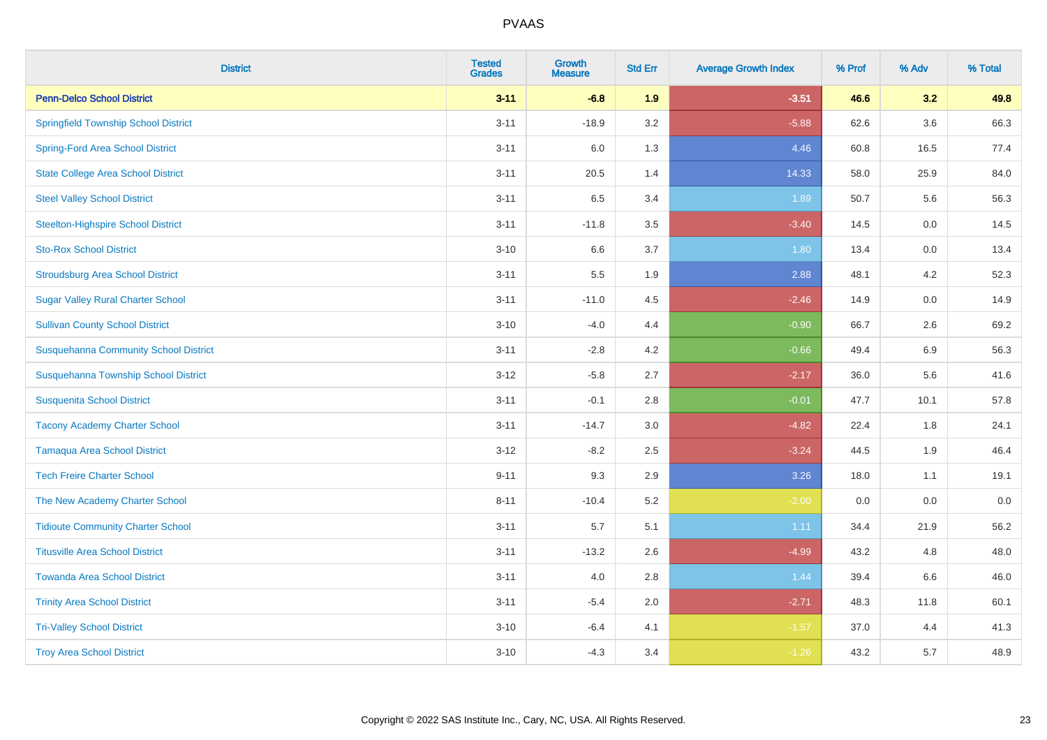| District | Tested Grades | Growth Measure | Std Err | Average Growth Index | % Prof | % Adv | % Total |
|---|---|---|---|---|---|---|---|
| **Penn-Delco School District** | **3-11** | **-6.8** | **1.9** | **-3.51** | **46.6** | **3.2** | **49.8** |
| Springfield Township School District | 3-11 | -18.9 | 3.2 | -5.88 | 62.6 | 3.6 | 66.3 |
| Spring-Ford Area School District | 3-11 | 6.0 | 1.3 | 4.46 | 60.8 | 16.5 | 77.4 |
| State College Area School District | 3-11 | 20.5 | 1.4 | 14.33 | 58.0 | 25.9 | 84.0 |
| Steel Valley School District | 3-11 | 6.5 | 3.4 | 1.89 | 50.7 | 5.6 | 56.3 |
| Steelton-Highspire School District | 3-11 | -11.8 | 3.5 | -3.40 | 14.5 | 0.0 | 14.5 |
| Sto-Rox School District | 3-10 | 6.6 | 3.7 | 1.80 | 13.4 | 0.0 | 13.4 |
| Stroudsburg Area School District | 3-11 | 5.5 | 1.9 | 2.88 | 48.1 | 4.2 | 52.3 |
| Sugar Valley Rural Charter School | 3-11 | -11.0 | 4.5 | -2.46 | 14.9 | 0.0 | 14.9 |
| Sullivan County School District | 3-10 | -4.0 | 4.4 | -0.90 | 66.7 | 2.6 | 69.2 |
| Susquehanna Community School District | 3-11 | -2.8 | 4.2 | -0.66 | 49.4 | 6.9 | 56.3 |
| Susquehanna Township School District | 3-12 | -5.8 | 2.7 | -2.17 | 36.0 | 5.6 | 41.6 |
| Susquenita School District | 3-11 | -0.1 | 2.8 | -0.01 | 47.7 | 10.1 | 57.8 |
| Tacony Academy Charter School | 3-11 | -14.7 | 3.0 | -4.82 | 22.4 | 1.8 | 24.1 |
| Tamaqua Area School District | 3-12 | -8.2 | 2.5 | -3.24 | 44.5 | 1.9 | 46.4 |
| Tech Freire Charter School | 9-11 | 9.3 | 2.9 | 3.26 | 18.0 | 1.1 | 19.1 |
| The New Academy Charter School | 8-11 | -10.4 | 5.2 | -2.00 | 0.0 | 0.0 | 0.0 |
| Tidioute Community Charter School | 3-11 | 5.7 | 5.1 | 1.11 | 34.4 | 21.9 | 56.2 |
| Titusville Area School District | 3-11 | -13.2 | 2.6 | -4.99 | 43.2 | 4.8 | 48.0 |
| Towanda Area School District | 3-11 | 4.0 | 2.8 | 1.44 | 39.4 | 6.6 | 46.0 |
| Trinity Area School District | 3-11 | -5.4 | 2.0 | -2.71 | 48.3 | 11.8 | 60.1 |
| Tri-Valley School District | 3-10 | -6.4 | 4.1 | -1.57 | 37.0 | 4.4 | 41.3 |
| Troy Area School District | 3-10 | -4.3 | 3.4 | -1.26 | 43.2 | 5.7 | 48.9 |

Copyright © 2022 SAS Institute Inc., Cary, NC, USA. All Rights Reserved.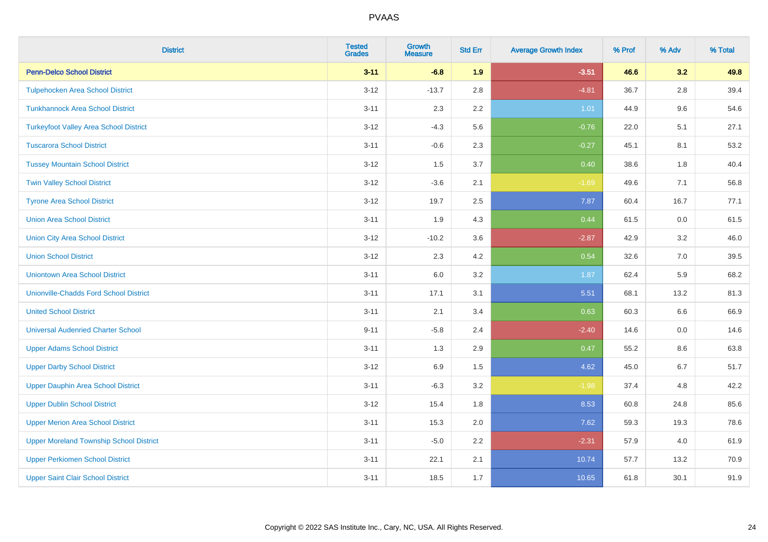| District | Tested Grades | Growth Measure | Std Err | Average Growth Index | % Prof | % Adv | % Total |
|---|---|---|---|---|---|---|---|
| **Penn-Delco School District** | **3-11** | **-6.8** | **1.9** | **-3.51** | **46.6** | **3.2** | **49.8** |
| Tulpehocken Area School District | 3-12 | -13.7 | 2.8 | -4.81 | 36.7 | 2.8 | 39.4 |
| Tunkhannock Area School District | 3-11 | 2.3 | 2.2 | 1.01 | 44.9 | 9.6 | 54.6 |
| Turkeyfoot Valley Area School District | 3-12 | -4.3 | 5.6 | -0.76 | 22.0 | 5.1 | 27.1 |
| Tuscarora School District | 3-11 | -0.6 | 2.3 | -0.27 | 45.1 | 8.1 | 53.2 |
| Tussey Mountain School District | 3-12 | 1.5 | 3.7 | 0.40 | 38.6 | 1.8 | 40.4 |
| Twin Valley School District | 3-12 | -3.6 | 2.1 | -1.69 | 49.6 | 7.1 | 56.8 |
| Tyrone Area School District | 3-12 | 19.7 | 2.5 | 7.87 | 60.4 | 16.7 | 77.1 |
| Union Area School District | 3-11 | 1.9 | 4.3 | 0.44 | 61.5 | 0.0 | 61.5 |
| Union City Area School District | 3-12 | -10.2 | 3.6 | -2.87 | 42.9 | 3.2 | 46.0 |
| Union School District | 3-12 | 2.3 | 4.2 | 0.54 | 32.6 | 7.0 | 39.5 |
| Uniontown Area School District | 3-11 | 6.0 | 3.2 | 1.87 | 62.4 | 5.9 | 68.2 |
| Unionville-Chadds Ford School District | 3-11 | 17.1 | 3.1 | 5.51 | 68.1 | 13.2 | 81.3 |
| United School District | 3-11 | 2.1 | 3.4 | 0.63 | 60.3 | 6.6 | 66.9 |
| Universal Audenried Charter School | 9-11 | -5.8 | 2.4 | -2.40 | 14.6 | 0.0 | 14.6 |
| Upper Adams School District | 3-11 | 1.3 | 2.9 | 0.47 | 55.2 | 8.6 | 63.8 |
| Upper Darby School District | 3-12 | 6.9 | 1.5 | 4.62 | 45.0 | 6.7 | 51.7 |
| Upper Dauphin Area School District | 3-11 | -6.3 | 3.2 | -1.98 | 37.4 | 4.8 | 42.2 |
| Upper Dublin School District | 3-12 | 15.4 | 1.8 | 8.53 | 60.8 | 24.8 | 85.6 |
| Upper Merion Area School District | 3-11 | 15.3 | 2.0 | 7.62 | 59.3 | 19.3 | 78.6 |
| Upper Moreland Township School District | 3-11 | -5.0 | 2.2 | -2.31 | 57.9 | 4.0 | 61.9 |
| Upper Perkiomen School District | 3-11 | 22.1 | 2.1 | 10.74 | 57.7 | 13.2 | 70.9 |
| Upper Saint Clair School District | 3-11 | 18.5 | 1.7 | 10.65 | 61.8 | 30.1 | 91.9 |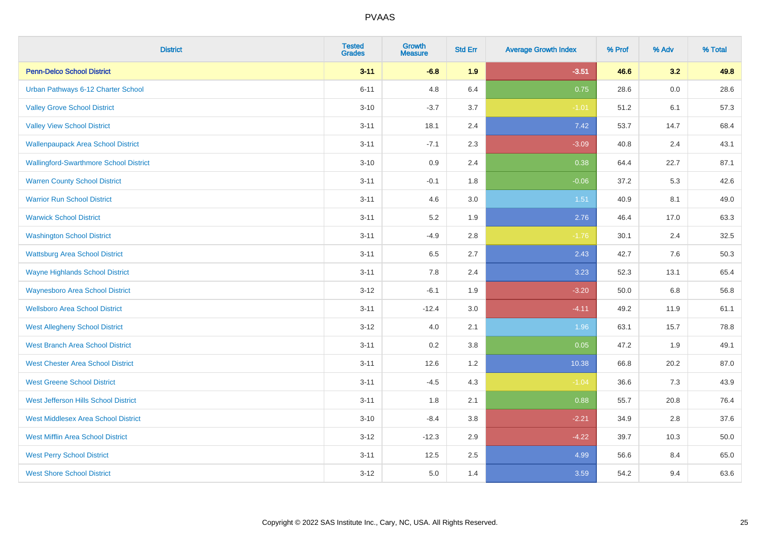PVAAS

| District | Tested Grades | Growth Measure | Std Err | Average Growth Index | % Prof | % Adv | % Total |
|---|---|---|---|---|---|---|---|
| **Penn-Delco School District** | **3-11** | **-6.8** | **1.9** | **-3.51** | **46.6** | **3.2** | **49.8** |
| Urban Pathways 6-12 Charter School | 6-11 | 4.8 | 6.4 | 0.75 | 28.6 | 0.0 | 28.6 |
| Valley Grove School District | 3-10 | -3.7 | 3.7 | -1.01 | 51.2 | 6.1 | 57.3 |
| Valley View School District | 3-11 | 18.1 | 2.4 | 7.42 | 53.7 | 14.7 | 68.4 |
| Wallenpaupack Area School District | 3-11 | -7.1 | 2.3 | -3.09 | 40.8 | 2.4 | 43.1 |
| Wallingford-Swarthmore School District | 3-10 | 0.9 | 2.4 | 0.38 | 64.4 | 22.7 | 87.1 |
| Warren County School District | 3-11 | -0.1 | 1.8 | -0.06 | 37.2 | 5.3 | 42.6 |
| Warrior Run School District | 3-11 | 4.6 | 3.0 | 1.51 | 40.9 | 8.1 | 49.0 |
| Warwick School District | 3-11 | 5.2 | 1.9 | 2.76 | 46.4 | 17.0 | 63.3 |
| Washington School District | 3-11 | -4.9 | 2.8 | -1.76 | 30.1 | 2.4 | 32.5 |
| Wattsburg Area School District | 3-11 | 6.5 | 2.7 | 2.43 | 42.7 | 7.6 | 50.3 |
| Wayne Highlands School District | 3-11 | 7.8 | 2.4 | 3.23 | 52.3 | 13.1 | 65.4 |
| Waynesboro Area School District | 3-12 | -6.1 | 1.9 | -3.20 | 50.0 | 6.8 | 56.8 |
| Wellsboro Area School District | 3-11 | -12.4 | 3.0 | -4.11 | 49.2 | 11.9 | 61.1 |
| West Allegheny School District | 3-12 | 4.0 | 2.1 | 1.96 | 63.1 | 15.7 | 78.8 |
| West Branch Area School District | 3-11 | 0.2 | 3.8 | 0.05 | 47.2 | 1.9 | 49.1 |
| West Chester Area School District | 3-11 | 12.6 | 1.2 | 10.38 | 66.8 | 20.2 | 87.0 |
| West Greene School District | 3-11 | -4.5 | 4.3 | -1.04 | 36.6 | 7.3 | 43.9 |
| West Jefferson Hills School District | 3-11 | 1.8 | 2.1 | 0.88 | 55.7 | 20.8 | 76.4 |
| West Middlesex Area School District | 3-10 | -8.4 | 3.8 | -2.21 | 34.9 | 2.8 | 37.6 |
| West Mifflin Area School District | 3-12 | -12.3 | 2.9 | -4.22 | 39.7 | 10.3 | 50.0 |
| West Perry School District | 3-11 | 12.5 | 2.5 | 4.99 | 56.6 | 8.4 | 65.0 |
| West Shore School District | 3-12 | 5.0 | 1.4 | 3.59 | 54.2 | 9.4 | 63.6 |

Copyright © 2022 SAS Institute Inc., Cary, NC, USA. All Rights Reserved.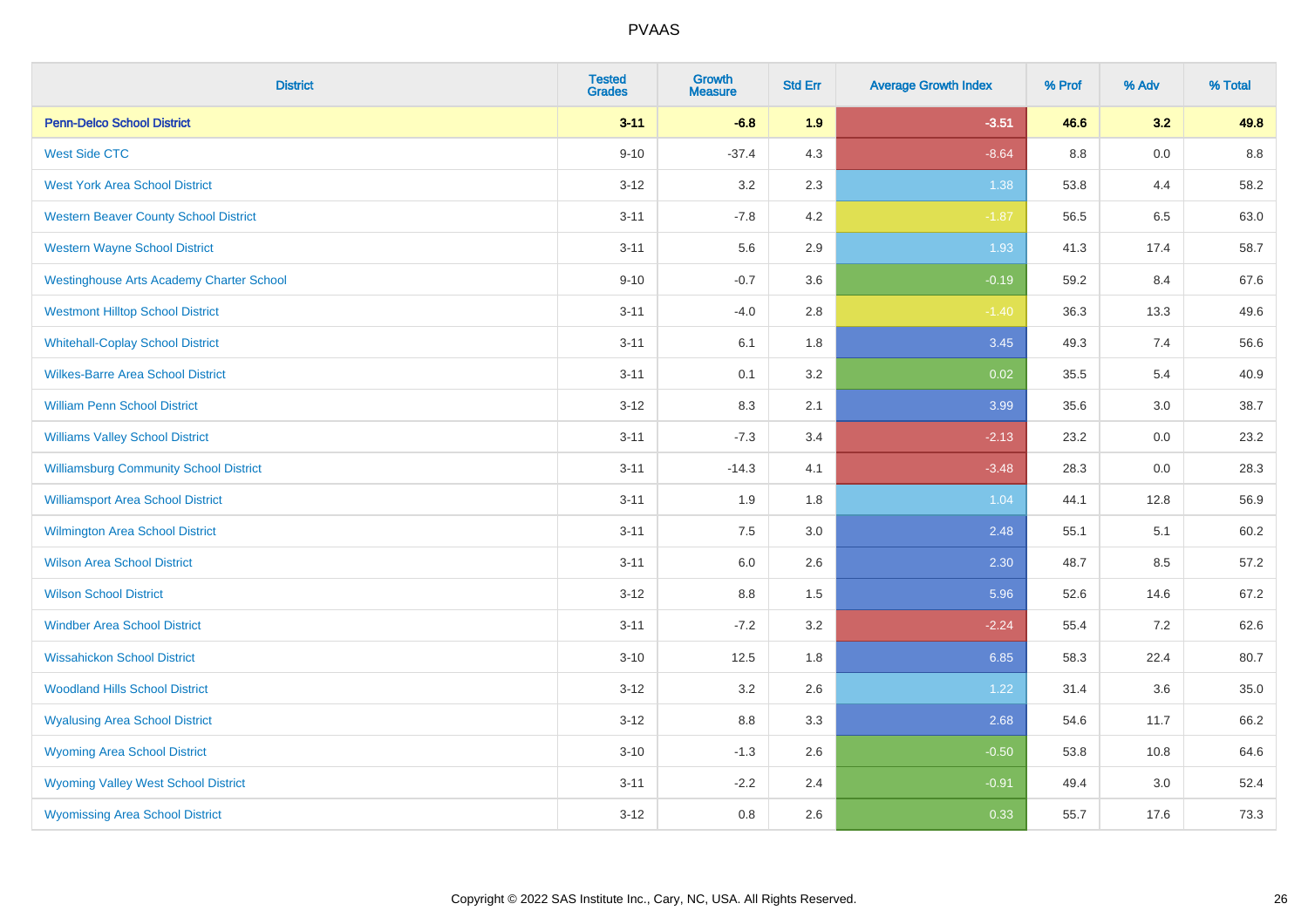| District | Tested Grades | Growth Measure | Std Err | Average Growth Index | % Prof | % Adv | % Total |
|---|---|---|---|---|---|---|---|
| **Penn-Delco School District** | **3-11** | **-6.8** | **1.9** | **-3.51** | **46.6** | **3.2** | **49.8** |
| West Side CTC | 9-10 | -37.4 | 4.3 | -8.64 | 8.8 | 0.0 | 8.8 |
| West York Area School District | 3-12 | 3.2 | 2.3 | 1.38 | 53.8 | 4.4 | 58.2 |
| Western Beaver County School District | 3-11 | -7.8 | 4.2 | -1.87 | 56.5 | 6.5 | 63.0 |
| Western Wayne School District | 3-11 | 5.6 | 2.9 | 1.93 | 41.3 | 17.4 | 58.7 |
| Westinghouse Arts Academy Charter School | 9-10 | -0.7 | 3.6 | -0.19 | 59.2 | 8.4 | 67.6 |
| Westmont Hilltop School District | 3-11 | -4.0 | 2.8 | -1.40 | 36.3 | 13.3 | 49.6 |
| Whitehall-Coplay School District | 3-11 | 6.1 | 1.8 | 3.45 | 49.3 | 7.4 | 56.6 |
| Wilkes-Barre Area School District | 3-11 | 0.1 | 3.2 | 0.02 | 35.5 | 5.4 | 40.9 |
| William Penn School District | 3-12 | 8.3 | 2.1 | 3.99 | 35.6 | 3.0 | 38.7 |
| Williams Valley School District | 3-11 | -7.3 | 3.4 | -2.13 | 23.2 | 0.0 | 23.2 |
| Williamsburg Community School District | 3-11 | -14.3 | 4.1 | -3.48 | 28.3 | 0.0 | 28.3 |
| Williamsport Area School District | 3-11 | 1.9 | 1.8 | 1.04 | 44.1 | 12.8 | 56.9 |
| Wilmington Area School District | 3-11 | 7.5 | 3.0 | 2.48 | 55.1 | 5.1 | 60.2 |
| Wilson Area School District | 3-11 | 6.0 | 2.6 | 2.30 | 48.7 | 8.5 | 57.2 |
| Wilson School District | 3-12 | 8.8 | 1.5 | 5.96 | 52.6 | 14.6 | 67.2 |
| Windber Area School District | 3-11 | -7.2 | 3.2 | -2.24 | 55.4 | 7.2 | 62.6 |
| Wissahickon School District | 3-10 | 12.5 | 1.8 | 6.85 | 58.3 | 22.4 | 80.7 |
| Woodland Hills School District | 3-12 | 3.2 | 2.6 | 1.22 | 31.4 | 3.6 | 35.0 |
| Wyalusing Area School District | 3-12 | 8.8 | 3.3 | 2.68 | 54.6 | 11.7 | 66.2 |
| Wyoming Area School District | 3-10 | -1.3 | 2.6 | -0.50 | 53.8 | 10.8 | 64.6 |
| Wyoming Valley West School District | 3-11 | -2.2 | 2.4 | -0.91 | 49.4 | 3.0 | 52.4 |
| Wyomissing Area School District | 3-12 | 0.8 | 2.6 | 0.33 | 55.7 | 17.6 | 73.3 |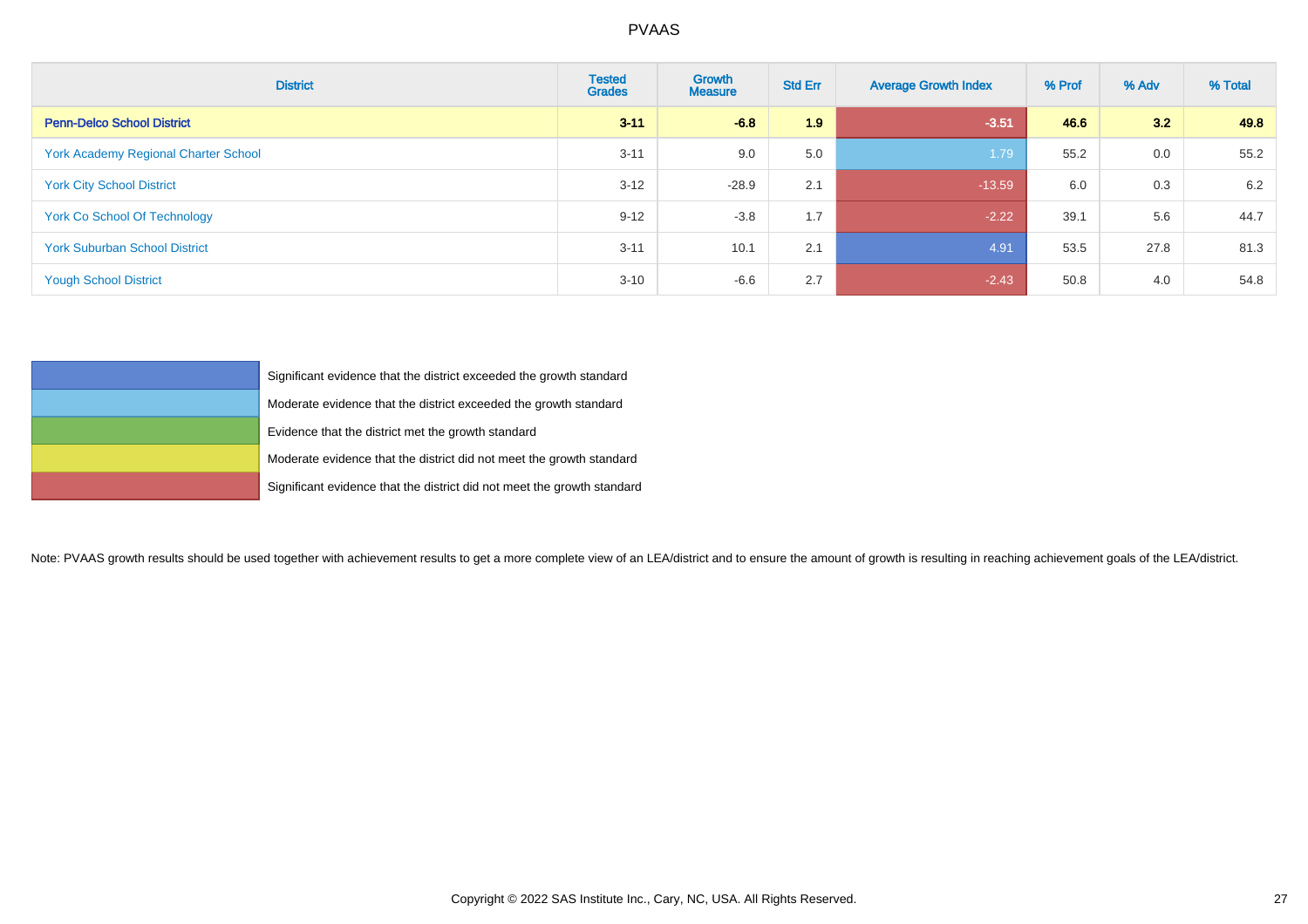PVAAS

| District | Tested Grades | Growth Measure | Std Err | Average Growth Index | % Prof | % Adv | % Total |
|---|---|---|---|---|---|---|---|
| **Penn-Delco School District** | **3-11** | **-6.8** | **1.9** | **-3.51** | **46.6** | **3.2** | **49.8** |
| York Academy Regional Charter School | 3-11 | 9.0 | 5.0 | 1.79 | 55.2 | 0.0 | 55.2 |
| York City School District | 3-12 | -28.9 | 2.1 | -13.59 | 6.0 | 0.3 | 6.2 |
| York Co School Of Technology | 9-12 | -3.8 | 1.7 | -2.22 | 39.1 | 5.6 | 44.7 |
| York Suburban School District | 3-11 | 10.1 | 2.1 | 4.91 | 53.5 | 27.8 | 81.3 |
| Yough School District | 3-10 | -6.6 | 2.7 | -2.43 | 50.8 | 4.0 | 54.8 |

Significant evidence that the district exceeded the growth standard

Moderate evidence that the district exceeded the growth standard

Evidence that the district met the growth standard

Moderate evidence that the district did not meet the growth standard

Significant evidence that the district did not meet the growth standard

Note: PVAAS growth results should be used together with achievement results to get a more complete view of an LEA/district and to ensure the amount of growth is resulting in reaching achievement goals of the LEA/district.

Copyright © 2022 SAS Institute Inc., Cary, NC, USA. All Rights Reserved.